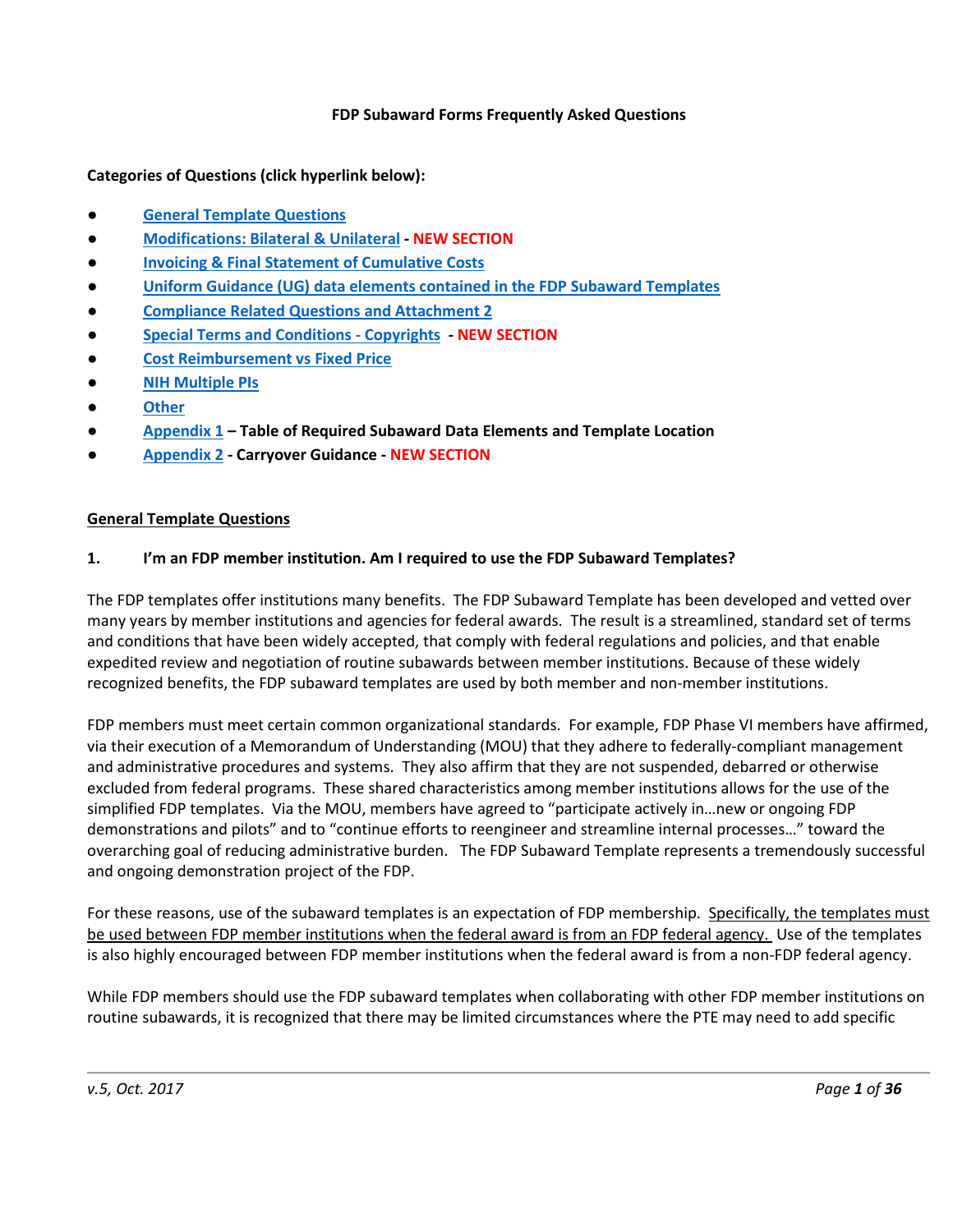**FDP Subaward Forms Frequently Asked Questions**

**Categories of Questions (click hyperlink below):**

- General Template Questions
- Modifications: Bilateral & Unilateral - NEW SECTION
- Invoicing & Final Statement of Cumulative Costs
- Uniform Guidance (UG) data elements contained in the FDP Subaward Templates
- Compliance Related Questions and Attachment 2
- Special Terms and Conditions - Copyrights - NEW SECTION
- Cost Reimbursement vs Fixed Price
- NIH Multiple PIs
- Other
- Appendix 1 **– Table of Required Subaward Data Elements and Template Location**
- Appendix 2 **- Carryover Guidance -** NEW SECTION

## General Template Questions

**1. I'm an FDP member institution. Am I required to use the FDP Subaward Templates?**

The FDP templates offer institutions many benefits. The FDP Subaward Template has been developed and vetted over many years by member institutions and agencies for federal awards. The result is a streamlined, standard set of terms and conditions that have been widely accepted, that comply with federal regulations and policies, and that enable expedited review and negotiation of routine subawards between member institutions. Because of these widely recognized benefits, the FDP subaward templates are used by both member and non-member institutions.

FDP members must meet certain common organizational standards. For example, FDP Phase VI members have affirmed, via their execution of a Memorandum of Understanding (MOU) that they adhere to federally-compliant management and administrative procedures and systems. They also affirm that they are not suspended, debarred or otherwise excluded from federal programs. These shared characteristics among member institutions allows for the use of the simplified FDP templates. Via the MOU, members have agreed to "participate actively in…new or ongoing FDP demonstrations and pilots" and to "continue efforts to reengineer and streamline internal processes…" toward the overarching goal of reducing administrative burden. The FDP Subaward Template represents a tremendously successful and ongoing demonstration project of the FDP.

For these reasons, use of the subaward templates is an expectation of FDP membership. Specifically, the templates must be used between FDP member institutions when the federal award is from an FDP federal agency. Use of the templates is also highly encouraged between FDP member institutions when the federal award is from a non-FDP federal agency.

While FDP members should use the FDP subaward templates when collaborating with other FDP member institutions on routine subawards, it is recognized that there may be limited circumstances where the PTE may need to add specific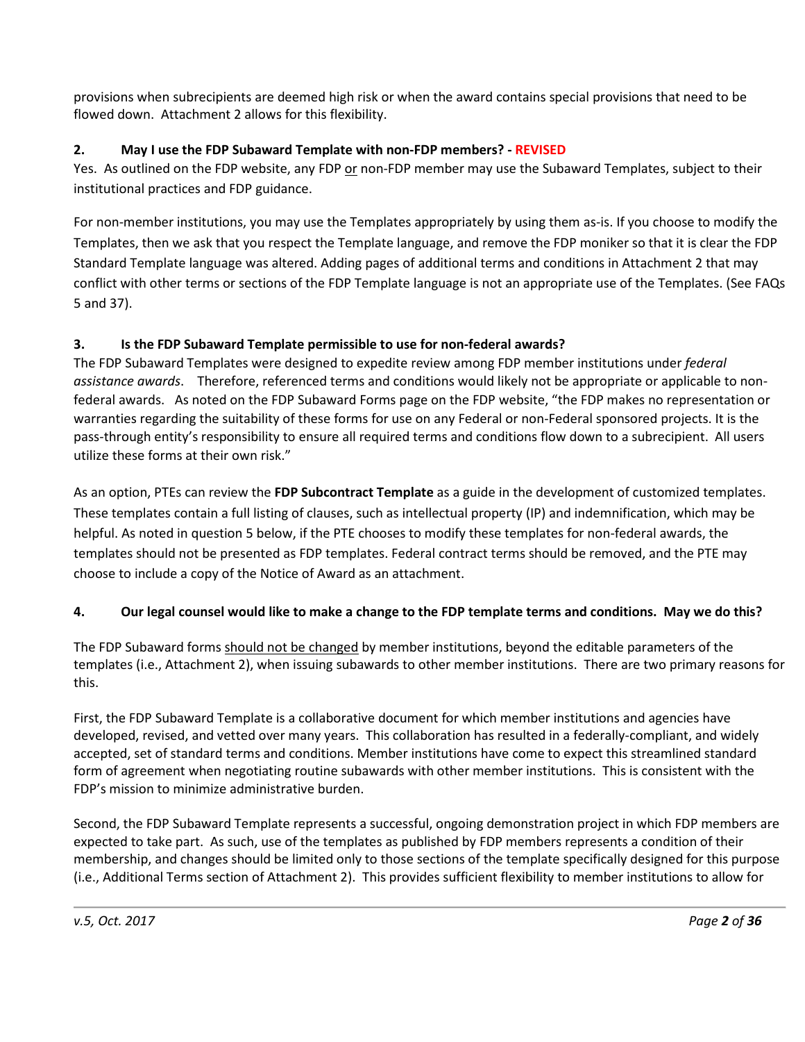provisions when subrecipients are deemed high risk or when the award contains special provisions that need to be flowed down. Attachment 2 allows for this flexibility.

### 2. May I use the FDP Subaward Template with non-FDP members? - REVISED

Yes. As outlined on the FDP website, any FDP <u>or</u> non-FDP member may use the Subaward Templates, subject to their institutional practices and FDP guidance.

For non-member institutions, you may use the Templates appropriately by using them as-is. If you choose to modify the Templates, then we ask that you respect the Template language, and remove the FDP moniker so that it is clear the FDP Standard Template language was altered. Adding pages of additional terms and conditions in Attachment 2 that may conflict with other terms or sections of the FDP Template language is not an appropriate use of the Templates. (See FAQs 5 and 37).

### 3. Is the FDP Subaward Template permissible to use for non-federal awards?

The FDP Subaward Templates were designed to expedite review among FDP member institutions under *federal assistance awards*. Therefore, referenced terms and conditions would likely not be appropriate or applicable to non-federal awards. As noted on the FDP Subaward Forms page on the FDP website, "the FDP makes no representation or warranties regarding the suitability of these forms for use on any Federal or non-Federal sponsored projects. It is the pass-through entity's responsibility to ensure all required terms and conditions flow down to a subrecipient. All users utilize these forms at their own risk."

As an option, PTEs can review the **FDP Subcontract Template** as a guide in the development of customized templates. These templates contain a full listing of clauses, such as intellectual property (IP) and indemnification, which may be helpful. As noted in question 5 below, if the PTE chooses to modify these templates for non-federal awards, the templates should not be presented as FDP templates. Federal contract terms should be removed, and the PTE may choose to include a copy of the Notice of Award as an attachment.

### 4. Our legal counsel would like to make a change to the FDP template terms and conditions. May we do this?

The FDP Subaward forms <u>should not be changed</u> by member institutions, beyond the editable parameters of the templates (i.e., Attachment 2), when issuing subawards to other member institutions. There are two primary reasons for this.

First, the FDP Subaward Template is a collaborative document for which member institutions and agencies have developed, revised, and vetted over many years. This collaboration has resulted in a federally-compliant, and widely accepted, set of standard terms and conditions. Member institutions have come to expect this streamlined standard form of agreement when negotiating routine subawards with other member institutions. This is consistent with the FDP's mission to minimize administrative burden.

Second, the FDP Subaward Template represents a successful, ongoing demonstration project in which FDP members are expected to take part. As such, use of the templates as published by FDP members represents a condition of their membership, and changes should be limited only to those sections of the template specifically designed for this purpose (i.e., Additional Terms section of Attachment 2). This provides sufficient flexibility to member institutions to allow for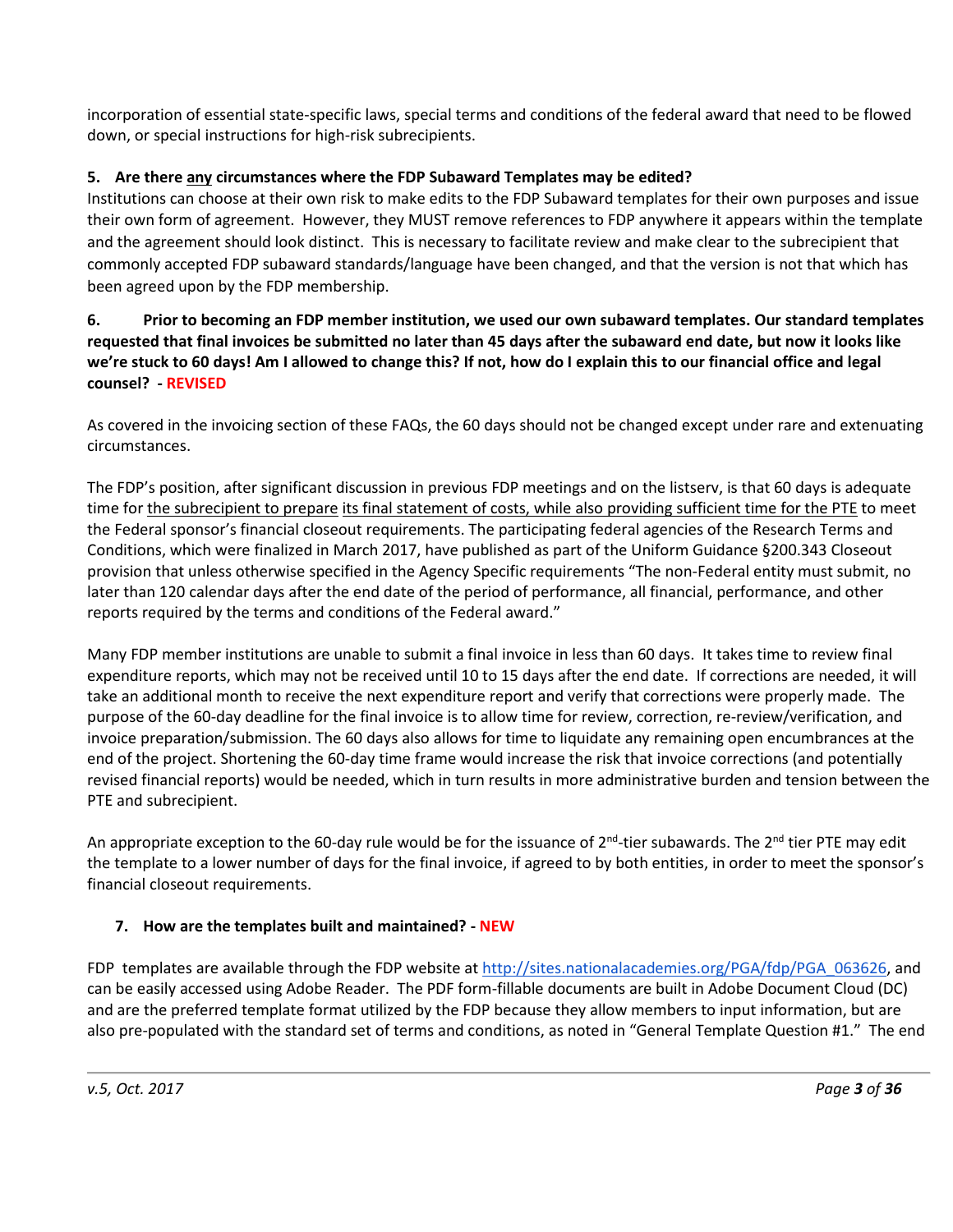incorporation of essential state-specific laws, special terms and conditions of the federal award that need to be flowed down, or special instructions for high-risk subrecipients.

### 5. Are there <u>any</u> circumstances where the FDP Subaward Templates may be edited?

Institutions can choose at their own risk to make edits to the FDP Subaward templates for their own purposes and issue their own form of agreement. However, they MUST remove references to FDP anywhere it appears within the template and the agreement should look distinct. This is necessary to facilitate review and make clear to the subrecipient that commonly accepted FDP subaward standards/language have been changed, and that the version is not that which has been agreed upon by the FDP membership.

### 6. Prior to becoming an FDP member institution, we used our own subaward templates. Our standard templates requested that final invoices be submitted no later than 45 days after the subaward end date, but now it looks like we're stuck to 60 days! Am I allowed to change this? If not, how do I explain this to our financial office and legal counsel? - REVISED

As covered in the invoicing section of these FAQs, the 60 days should not be changed except under rare and extenuating circumstances.

The FDP's position, after significant discussion in previous FDP meetings and on the listserv, is that 60 days is adequate time for <u>the subrecipient to prepare</u> <u>its final statement of costs, while also providing sufficient time for the PTE</u> to meet the Federal sponsor's financial closeout requirements. The participating federal agencies of the Research Terms and Conditions, which were finalized in March 2017, have published as part of the Uniform Guidance §200.343 Closeout provision that unless otherwise specified in the Agency Specific requirements "The non-Federal entity must submit, no later than 120 calendar days after the end date of the period of performance, all financial, performance, and other reports required by the terms and conditions of the Federal award."

Many FDP member institutions are unable to submit a final invoice in less than 60 days. It takes time to review final expenditure reports, which may not be received until 10 to 15 days after the end date. If corrections are needed, it will take an additional month to receive the next expenditure report and verify that corrections were properly made. The purpose of the 60-day deadline for the final invoice is to allow time for review, correction, re-review/verification, and invoice preparation/submission. The 60 days also allows for time to liquidate any remaining open encumbrances at the end of the project. Shortening the 60-day time frame would increase the risk that invoice corrections (and potentially revised financial reports) would be needed, which in turn results in more administrative burden and tension between the PTE and subrecipient.

An appropriate exception to the 60-day rule would be for the issuance of 2nd-tier subawards. The 2nd tier PTE may edit the template to a lower number of days for the final invoice, if agreed to by both entities, in order to meet the sponsor's financial closeout requirements.

### 7. How are the templates built and maintained? - NEW

FDP templates are available through the FDP website at http://sites.nationalacademies.org/PGA/fdp/PGA_063626, and can be easily accessed using Adobe Reader. The PDF form-fillable documents are built in Adobe Document Cloud (DC) and are the preferred template format utilized by the FDP because they allow members to input information, but are also pre-populated with the standard set of terms and conditions, as noted in "General Template Question #1." The end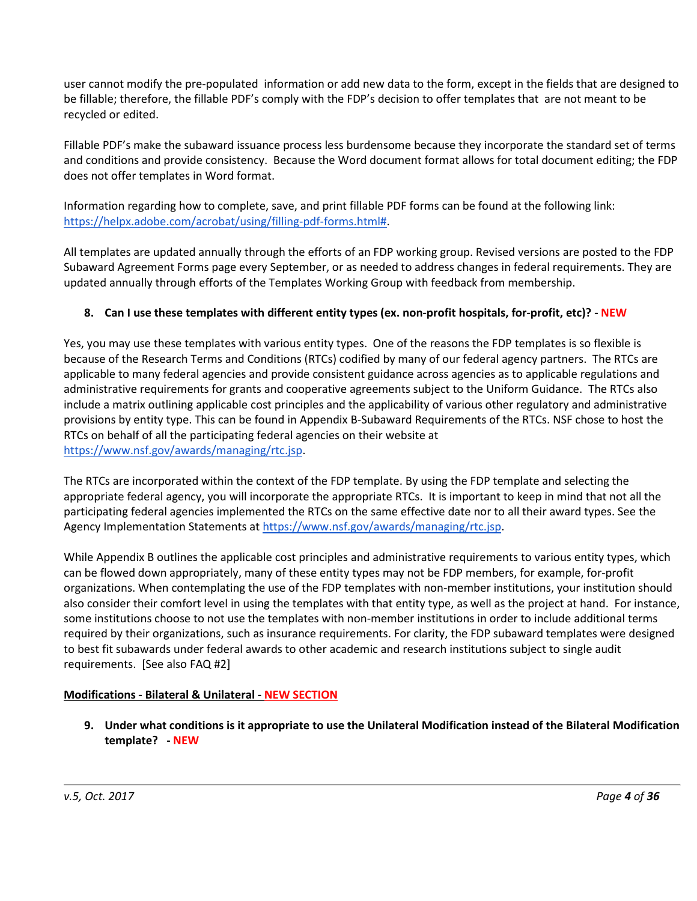user cannot modify the pre-populated information or add new data to the form, except in the fields that are designed to be fillable; therefore, the fillable PDF's comply with the FDP's decision to offer templates that are not meant to be recycled or edited.

Fillable PDF's make the subaward issuance process less burdensome because they incorporate the standard set of terms and conditions and provide consistency. Because the Word document format allows for total document editing; the FDP does not offer templates in Word format.

Information regarding how to complete, save, and print fillable PDF forms can be found at the following link: https://helpx.adobe.com/acrobat/using/filling-pdf-forms.html#.

All templates are updated annually through the efforts of an FDP working group. Revised versions are posted to the FDP Subaward Agreement Forms page every September, or as needed to address changes in federal requirements. They are updated annually through efforts of the Templates Working Group with feedback from membership.

**8. Can I use these templates with different entity types (ex. non-profit hospitals, for-profit, etc)? - NEW**

Yes, you may use these templates with various entity types. One of the reasons the FDP templates is so flexible is because of the Research Terms and Conditions (RTCs) codified by many of our federal agency partners. The RTCs are applicable to many federal agencies and provide consistent guidance across agencies as to applicable regulations and administrative requirements for grants and cooperative agreements subject to the Uniform Guidance. The RTCs also include a matrix outlining applicable cost principles and the applicability of various other regulatory and administrative provisions by entity type. This can be found in Appendix B-Subaward Requirements of the RTCs. NSF chose to host the RTCs on behalf of all the participating federal agencies on their website at https://www.nsf.gov/awards/managing/rtc.jsp.

The RTCs are incorporated within the context of the FDP template. By using the FDP template and selecting the appropriate federal agency, you will incorporate the appropriate RTCs. It is important to keep in mind that not all the participating federal agencies implemented the RTCs on the same effective date nor to all their award types. See the Agency Implementation Statements at https://www.nsf.gov/awards/managing/rtc.jsp.

While Appendix B outlines the applicable cost principles and administrative requirements to various entity types, which can be flowed down appropriately, many of these entity types may not be FDP members, for example, for-profit organizations. When contemplating the use of the FDP templates with non-member institutions, your institution should also consider their comfort level in using the templates with that entity type, as well as the project at hand. For instance, some institutions choose to not use the templates with non-member institutions in order to include additional terms required by their organizations, such as insurance requirements. For clarity, the FDP subaward templates were designed to best fit subawards under federal awards to other academic and research institutions subject to single audit requirements. [See also FAQ #2]

## Modifications - Bilateral & Unilateral - NEW SECTION

**9. Under what conditions is it appropriate to use the Unilateral Modification instead of the Bilateral Modification template? - NEW**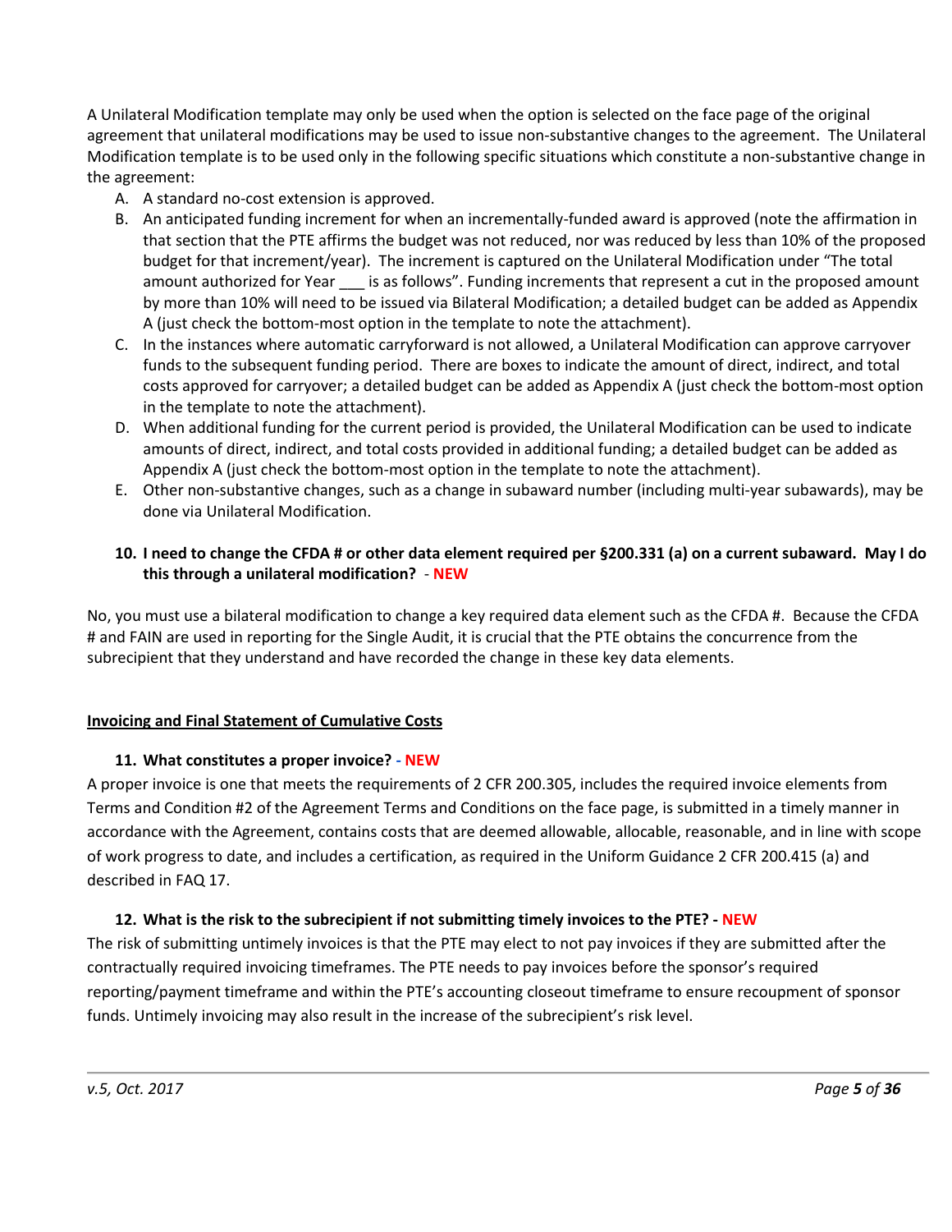A Unilateral Modification template may only be used when the option is selected on the face page of the original agreement that unilateral modifications may be used to issue non-substantive changes to the agreement. The Unilateral Modification template is to be used only in the following specific situations which constitute a non-substantive change in the agreement:

A. A standard no-cost extension is approved.
B. An anticipated funding increment for when an incrementally-funded award is approved (note the affirmation in that section that the PTE affirms the budget was not reduced, nor was reduced by less than 10% of the proposed budget for that increment/year). The increment is captured on the Unilateral Modification under "The total amount authorized for Year ___ is as follows". Funding increments that represent a cut in the proposed amount by more than 10% will need to be issued via Bilateral Modification; a detailed budget can be added as Appendix A (just check the bottom-most option in the template to note the attachment).
C. In the instances where automatic carryforward is not allowed, a Unilateral Modification can approve carryover funds to the subsequent funding period. There are boxes to indicate the amount of direct, indirect, and total costs approved for carryover; a detailed budget can be added as Appendix A (just check the bottom-most option in the template to note the attachment).
D. When additional funding for the current period is provided, the Unilateral Modification can be used to indicate amounts of direct, indirect, and total costs provided in additional funding; a detailed budget can be added as Appendix A (just check the bottom-most option in the template to note the attachment).
E. Other non-substantive changes, such as a change in subaward number (including multi-year subawards), may be done via Unilateral Modification.

**10. I need to change the CFDA # or other data element required per §200.331 (a) on a current subaward. May I do this through a unilateral modification? - NEW**

No, you must use a bilateral modification to change a key required data element such as the CFDA #. Because the CFDA # and FAIN are used in reporting for the Single Audit, it is crucial that the PTE obtains the concurrence from the subrecipient that they understand and have recorded the change in these key data elements.

## Invoicing and Final Statement of Cumulative Costs

**11. What constitutes a proper invoice? - NEW**

A proper invoice is one that meets the requirements of 2 CFR 200.305, includes the required invoice elements from Terms and Condition #2 of the Agreement Terms and Conditions on the face page, is submitted in a timely manner in accordance with the Agreement, contains costs that are deemed allowable, allocable, reasonable, and in line with scope of work progress to date, and includes a certification, as required in the Uniform Guidance 2 CFR 200.415 (a) and described in FAQ 17.

**12. What is the risk to the subrecipient if not submitting timely invoices to the PTE? - NEW**

The risk of submitting untimely invoices is that the PTE may elect to not pay invoices if they are submitted after the contractually required invoicing timeframes. The PTE needs to pay invoices before the sponsor's required reporting/payment timeframe and within the PTE's accounting closeout timeframe to ensure recoupment of sponsor funds. Untimely invoicing may also result in the increase of the subrecipient's risk level.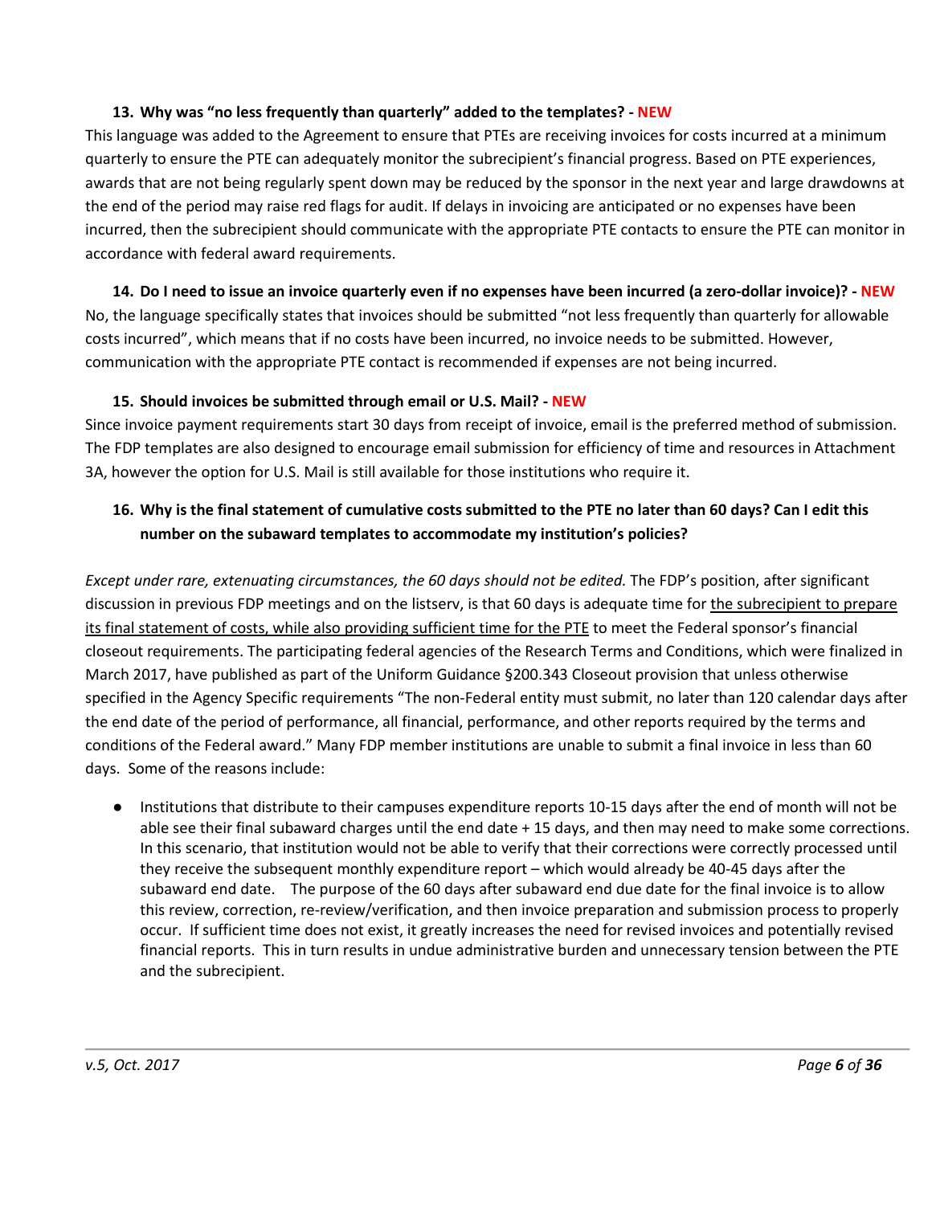### 13. Why was "no less frequently than quarterly" added to the templates? - NEW

This language was added to the Agreement to ensure that PTEs are receiving invoices for costs incurred at a minimum quarterly to ensure the PTE can adequately monitor the subrecipient's financial progress. Based on PTE experiences, awards that are not being regularly spent down may be reduced by the sponsor in the next year and large drawdowns at the end of the period may raise red flags for audit. If delays in invoicing are anticipated or no expenses have been incurred, then the subrecipient should communicate with the appropriate PTE contacts to ensure the PTE can monitor in accordance with federal award requirements.

### 14. Do I need to issue an invoice quarterly even if no expenses have been incurred (a zero-dollar invoice)? - NEW

No, the language specifically states that invoices should be submitted "not less frequently than quarterly for allowable costs incurred", which means that if no costs have been incurred, no invoice needs to be submitted. However, communication with the appropriate PTE contact is recommended if expenses are not being incurred.

### 15. Should invoices be submitted through email or U.S. Mail? - NEW

Since invoice payment requirements start 30 days from receipt of invoice, email is the preferred method of submission. The FDP templates are also designed to encourage email submission for efficiency of time and resources in Attachment 3A, however the option for U.S. Mail is still available for those institutions who require it.

### 16. Why is the final statement of cumulative costs submitted to the PTE no later than 60 days? Can I edit this number on the subaward templates to accommodate my institution's policies?

*Except under rare, extenuating circumstances, the 60 days should not be edited.* The FDP's position, after significant discussion in previous FDP meetings and on the listserv, is that 60 days is adequate time for <u>the subrecipient to prepare its final statement of costs, while also providing sufficient time for the PTE</u> to meet the Federal sponsor's financial closeout requirements. The participating federal agencies of the Research Terms and Conditions, which were finalized in March 2017, have published as part of the Uniform Guidance §200.343 Closeout provision that unless otherwise specified in the Agency Specific requirements "The non-Federal entity must submit, no later than 120 calendar days after the end date of the period of performance, all financial, performance, and other reports required by the terms and conditions of the Federal award." Many FDP member institutions are unable to submit a final invoice in less than 60 days. Some of the reasons include:

- Institutions that distribute to their campuses expenditure reports 10-15 days after the end of month will not be able see their final subaward charges until the end date + 15 days, and then may need to make some corrections. In this scenario, that institution would not be able to verify that their corrections were correctly processed until they receive the subsequent monthly expenditure report – which would already be 40-45 days after the subaward end date. The purpose of the 60 days after subaward end due date for the final invoice is to allow this review, correction, re-review/verification, and then invoice preparation and submission process to properly occur. If sufficient time does not exist, it greatly increases the need for revised invoices and potentially revised financial reports. This in turn results in undue administrative burden and unnecessary tension between the PTE and the subrecipient.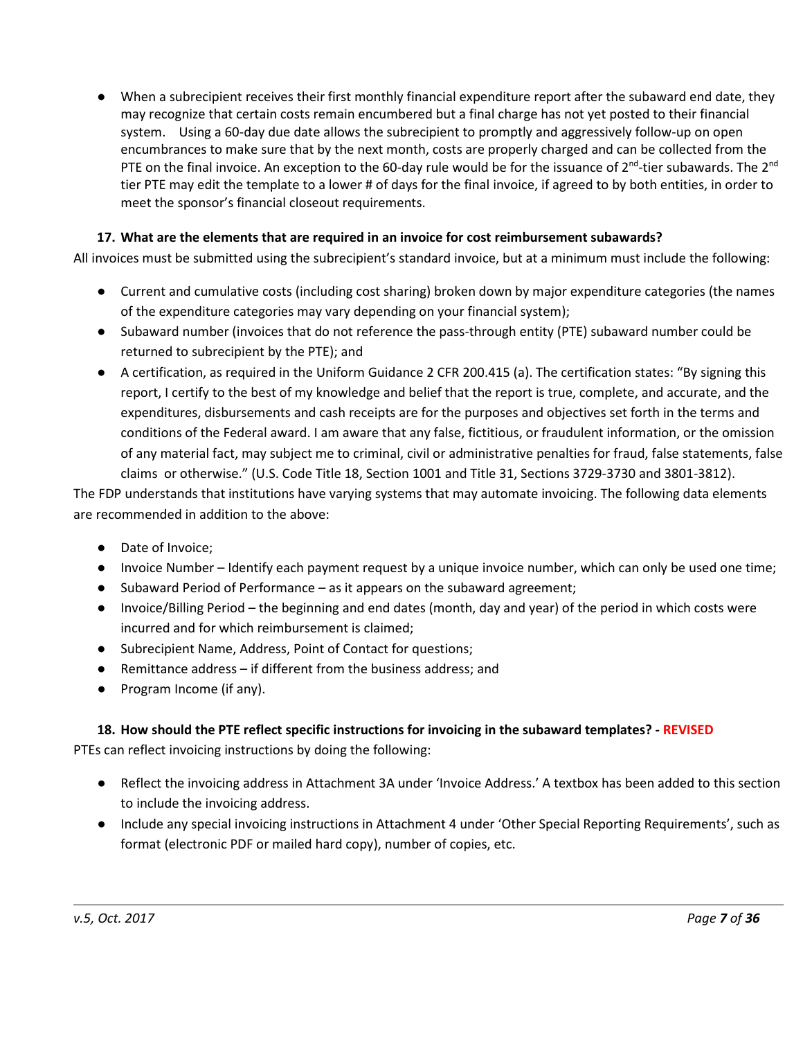- When a subrecipient receives their first monthly financial expenditure report after the subaward end date, they may recognize that certain costs remain encumbered but a final charge has not yet posted to their financial system. Using a 60-day due date allows the subrecipient to promptly and aggressively follow-up on open encumbrances to make sure that by the next month, costs are properly charged and can be collected from the PTE on the final invoice. An exception to the 60-day rule would be for the issuance of 2nd-tier subawards. The 2nd tier PTE may edit the template to a lower # of days for the final invoice, if agreed to by both entities, in order to meet the sponsor's financial closeout requirements.

### 17. What are the elements that are required in an invoice for cost reimbursement subawards?

All invoices must be submitted using the subrecipient's standard invoice, but at a minimum must include the following:

- Current and cumulative costs (including cost sharing) broken down by major expenditure categories (the names of the expenditure categories may vary depending on your financial system);
- Subaward number (invoices that do not reference the pass-through entity (PTE) subaward number could be returned to subrecipient by the PTE); and
- A certification, as required in the Uniform Guidance 2 CFR 200.415 (a). The certification states: "By signing this report, I certify to the best of my knowledge and belief that the report is true, complete, and accurate, and the expenditures, disbursements and cash receipts are for the purposes and objectives set forth in the terms and conditions of the Federal award. I am aware that any false, fictitious, or fraudulent information, or the omission of any material fact, may subject me to criminal, civil or administrative penalties for fraud, false statements, false claims or otherwise." (U.S. Code Title 18, Section 1001 and Title 31, Sections 3729-3730 and 3801-3812).

The FDP understands that institutions have varying systems that may automate invoicing. The following data elements are recommended in addition to the above:

- Date of Invoice;
- Invoice Number – Identify each payment request by a unique invoice number, which can only be used one time;
- Subaward Period of Performance – as it appears on the subaward agreement;
- Invoice/Billing Period – the beginning and end dates (month, day and year) of the period in which costs were incurred and for which reimbursement is claimed;
- Subrecipient Name, Address, Point of Contact for questions;
- Remittance address – if different from the business address; and
- Program Income (if any).

### 18. How should the PTE reflect specific instructions for invoicing in the subaward templates? - REVISED

PTEs can reflect invoicing instructions by doing the following:

- Reflect the invoicing address in Attachment 3A under 'Invoice Address.' A textbox has been added to this section to include the invoicing address.
- Include any special invoicing instructions in Attachment 4 under 'Other Special Reporting Requirements', such as format (electronic PDF or mailed hard copy), number of copies, etc.

*v.5, Oct. 2017*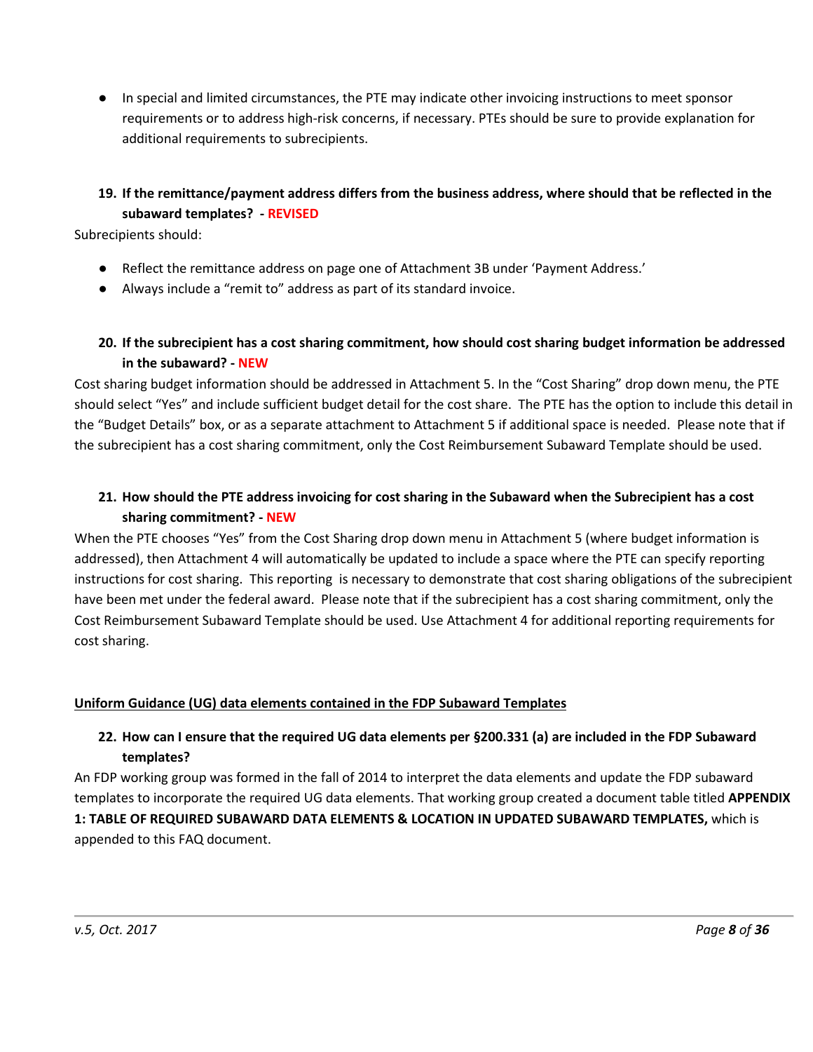- In special and limited circumstances, the PTE may indicate other invoicing instructions to meet sponsor requirements or to address high-risk concerns, if necessary. PTEs should be sure to provide explanation for additional requirements to subrecipients.

**19. If the remittance/payment address differs from the business address, where should that be reflected in the subaward templates? - REVISED**

Subrecipients should:

- Reflect the remittance address on page one of Attachment 3B under 'Payment Address.'
- Always include a "remit to" address as part of its standard invoice.

**20. If the subrecipient has a cost sharing commitment, how should cost sharing budget information be addressed in the subaward? - NEW**

Cost sharing budget information should be addressed in Attachment 5. In the "Cost Sharing" drop down menu, the PTE should select "Yes" and include sufficient budget detail for the cost share. The PTE has the option to include this detail in the "Budget Details" box, or as a separate attachment to Attachment 5 if additional space is needed. Please note that if the subrecipient has a cost sharing commitment, only the Cost Reimbursement Subaward Template should be used.

**21. How should the PTE address invoicing for cost sharing in the Subaward when the Subrecipient has a cost sharing commitment? - NEW**

When the PTE chooses "Yes" from the Cost Sharing drop down menu in Attachment 5 (where budget information is addressed), then Attachment 4 will automatically be updated to include a space where the PTE can specify reporting instructions for cost sharing. This reporting is necessary to demonstrate that cost sharing obligations of the subrecipient have been met under the federal award. Please note that if the subrecipient has a cost sharing commitment, only the Cost Reimbursement Subaward Template should be used. Use Attachment 4 for additional reporting requirements for cost sharing.

## Uniform Guidance (UG) data elements contained in the FDP Subaward Templates

**22. How can I ensure that the required UG data elements per §200.331 (a) are included in the FDP Subaward templates?**

An FDP working group was formed in the fall of 2014 to interpret the data elements and update the FDP subaward templates to incorporate the required UG data elements. That working group created a document table titled **APPENDIX 1: TABLE OF REQUIRED SUBAWARD DATA ELEMENTS & LOCATION IN UPDATED SUBAWARD TEMPLATES,** which is appended to this FAQ document.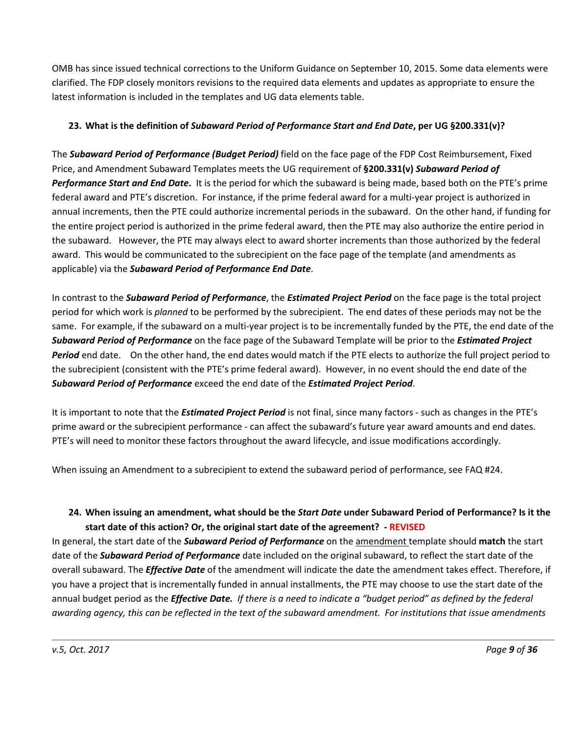OMB has since issued technical corrections to the Uniform Guidance on September 10, 2015. Some data elements were clarified. The FDP closely monitors revisions to the required data elements and updates as appropriate to ensure the latest information is included in the templates and UG data elements table.

### 23. What is the definition of *Subaward Period of Performance Start and End Date*, per UG §200.331(v)?

The ***Subaward Period of Performance (Budget Period)*** field on the face page of the FDP Cost Reimbursement, Fixed Price, and Amendment Subaward Templates meets the UG requirement of **§200.331(v)** ***Subaward Period of Performance Start and End Date***. It is the period for which the subaward is being made, based both on the PTE's prime federal award and PTE's discretion. For instance, if the prime federal award for a multi-year project is authorized in annual increments, then the PTE could authorize incremental periods in the subaward. On the other hand, if funding for the entire project period is authorized in the prime federal award, then the PTE may also authorize the entire period in the subaward. However, the PTE may always elect to award shorter increments than those authorized by the federal award. This would be communicated to the subrecipient on the face page of the template (and amendments as applicable) via the ***Subaward Period of Performance End Date***.

In contrast to the ***Subaward Period of Performance***, the ***Estimated Project Period*** on the face page is the total project period for which work is *planned* to be performed by the subrecipient. The end dates of these periods may not be the same. For example, if the subaward on a multi-year project is to be incrementally funded by the PTE, the end date of the ***Subaward Period of Performance*** on the face page of the Subaward Template will be prior to the ***Estimated Project Period*** end date. On the other hand, the end dates would match if the PTE elects to authorize the full project period to the subrecipient (consistent with the PTE's prime federal award). However, in no event should the end date of the ***Subaward Period of Performance*** exceed the end date of the ***Estimated Project Period***.

It is important to note that the ***Estimated Project Period*** is not final, since many factors - such as changes in the PTE's prime award or the subrecipient performance - can affect the subaward's future year award amounts and end dates. PTE's will need to monitor these factors throughout the award lifecycle, and issue modifications accordingly.

When issuing an Amendment to a subrecipient to extend the subaward period of performance, see FAQ #24.

### 24. When issuing an amendment, what should be the *Start Date* under Subaward Period of Performance? Is it the start date of this action? Or, the original start date of the agreement? - REVISED

In general, the start date of the ***Subaward Period of Performance*** on the amendment template should **match** the start date of the ***Subaward Period of Performance*** date included on the original subaward, to reflect the start date of the overall subaward. The ***Effective Date*** of the amendment will indicate the date the amendment takes effect. Therefore, if you have a project that is incrementally funded in annual installments, the PTE may choose to use the start date of the annual budget period as the ***Effective Date.*** *If there is a need to indicate a "budget period" as defined by the federal awarding agency, this can be reflected in the text of the subaward amendment. For institutions that issue amendments*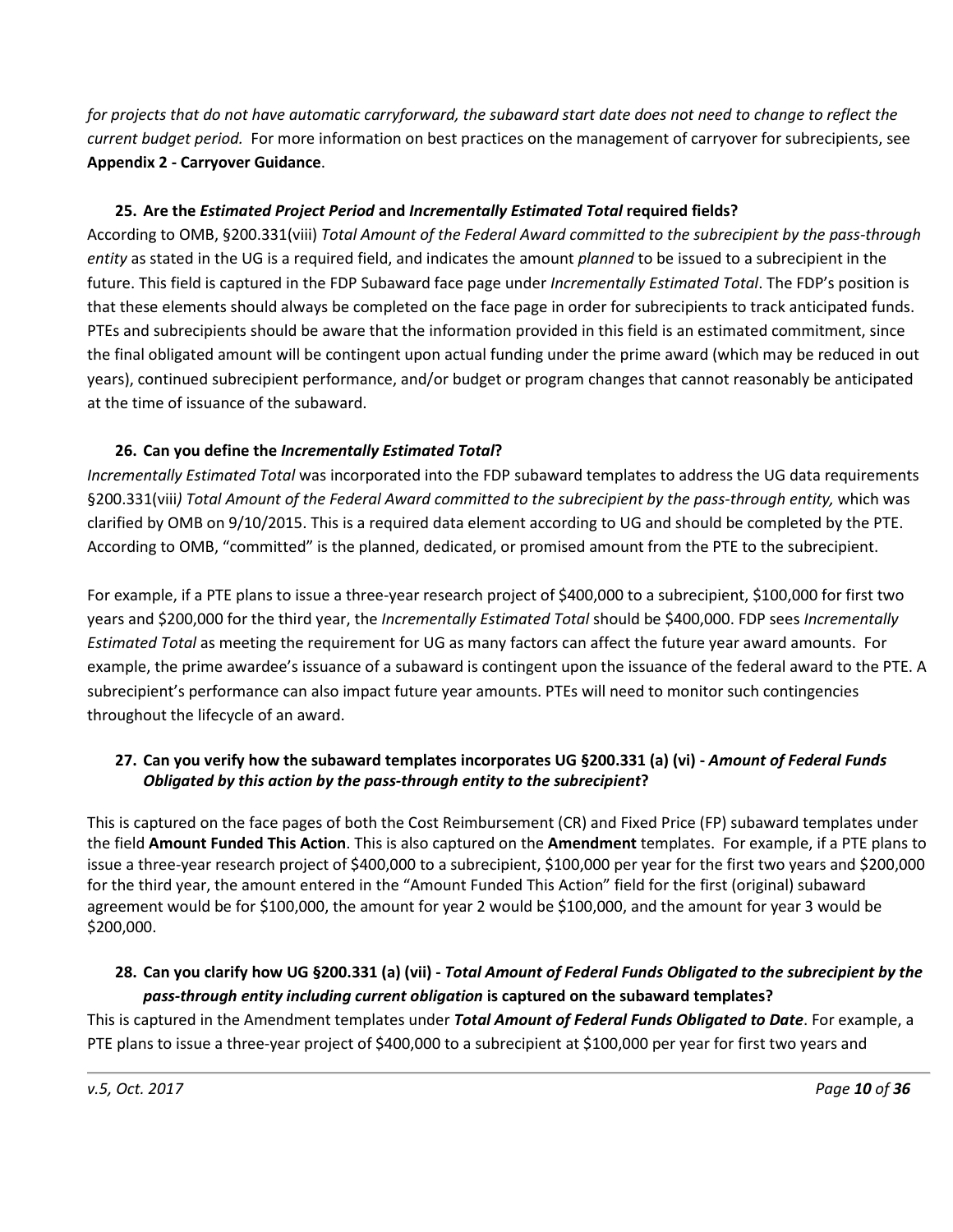*for projects that do not have automatic carryforward, the subaward start date does not need to change to reflect the current budget period.* For more information on best practices on the management of carryover for subrecipients, see **Appendix 2 - Carryover Guidance**.

### 25. Are the *Estimated Project Period* and *Incrementally Estimated Total* required fields?

According to OMB, §200.331(viii) *Total Amount of the Federal Award committed to the subrecipient by the pass-through entity* as stated in the UG is a required field, and indicates the amount *planned* to be issued to a subrecipient in the future. This field is captured in the FDP Subaward face page under *Incrementally Estimated Total*. The FDP's position is that these elements should always be completed on the face page in order for subrecipients to track anticipated funds. PTEs and subrecipients should be aware that the information provided in this field is an estimated commitment, since the final obligated amount will be contingent upon actual funding under the prime award (which may be reduced in out years), continued subrecipient performance, and/or budget or program changes that cannot reasonably be anticipated at the time of issuance of the subaward.

### 26. Can you define the *Incrementally Estimated Total*?

*Incrementally Estimated Total* was incorporated into the FDP subaward templates to address the UG data requirements §200.331(viii*) Total Amount of the Federal Award committed to the subrecipient by the pass-through entity,* which was clarified by OMB on 9/10/2015. This is a required data element according to UG and should be completed by the PTE. According to OMB, "committed" is the planned, dedicated, or promised amount from the PTE to the subrecipient.

For example, if a PTE plans to issue a three-year research project of $400,000 to a subrecipient, $100,000 for first two years and $200,000 for the third year, the *Incrementally Estimated Total* should be $400,000. FDP sees *Incrementally Estimated Total* as meeting the requirement for UG as many factors can affect the future year award amounts. For example, the prime awardee's issuance of a subaward is contingent upon the issuance of the federal award to the PTE. A subrecipient's performance can also impact future year amounts. PTEs will need to monitor such contingencies throughout the lifecycle of an award.

### 27. Can you verify how the subaward templates incorporates UG §200.331 (a) (vi) - *Amount of Federal Funds Obligated by this action by the pass-through entity to the subrecipient*?

This is captured on the face pages of both the Cost Reimbursement (CR) and Fixed Price (FP) subaward templates under the field **Amount Funded This Action**. This is also captured on the **Amendment** templates. For example, if a PTE plans to issue a three-year research project of $400,000 to a subrecipient, $100,000 per year for the first two years and $200,000 for the third year, the amount entered in the "Amount Funded This Action" field for the first (original) subaward agreement would be for $100,000, the amount for year 2 would be $100,000, and the amount for year 3 would be $200,000.

### 28. Can you clarify how UG §200.331 (a) (vii) - *Total Amount of Federal Funds Obligated to the subrecipient by the pass-through entity including current obligation* is captured on the subaward templates?

This is captured in the Amendment templates under ***Total Amount of Federal Funds Obligated to Date***. For example, a PTE plans to issue a three-year project of $400,000 to a subrecipient at $100,000 per year for first two years and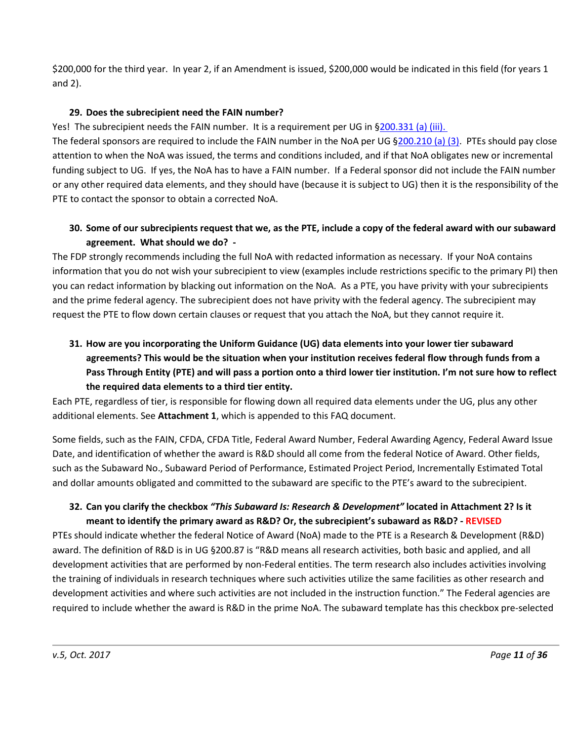$200,000 for the third year. In year 2, if an Amendment is issued, $200,000 would be indicated in this field (for years 1 and 2).

### 29. Does the subrecipient need the FAIN number?

Yes! The subrecipient needs the FAIN number. It is a requirement per UG in §200.331 (a) (iii).
The federal sponsors are required to include the FAIN number in the NoA per UG §200.210 (a) (3). PTEs should pay close attention to when the NoA was issued, the terms and conditions included, and if that NoA obligates new or incremental funding subject to UG. If yes, the NoA has to have a FAIN number. If a Federal sponsor did not include the FAIN number or any other required data elements, and they should have (because it is subject to UG) then it is the responsibility of the PTE to contact the sponsor to obtain a corrected NoA.

### 30. Some of our subrecipients request that we, as the PTE, include a copy of the federal award with our subaward agreement. What should we do? -

The FDP strongly recommends including the full NoA with redacted information as necessary. If your NoA contains information that you do not wish your subrecipient to view (examples include restrictions specific to the primary PI) then you can redact information by blacking out information on the NoA. As a PTE, you have privity with your subrecipients and the prime federal agency. The subrecipient does not have privity with the federal agency. The subrecipient may request the PTE to flow down certain clauses or request that you attach the NoA, but they cannot require it.

### 31. How are you incorporating the Uniform Guidance (UG) data elements into your lower tier subaward agreements? This would be the situation when your institution receives federal flow through funds from a Pass Through Entity (PTE) and will pass a portion onto a third lower tier institution. I'm not sure how to reflect the required data elements to a third tier entity.

Each PTE, regardless of tier, is responsible for flowing down all required data elements under the UG, plus any other additional elements. See **Attachment 1**, which is appended to this FAQ document.

Some fields, such as the FAIN, CFDA, CFDA Title, Federal Award Number, Federal Awarding Agency, Federal Award Issue Date, and identification of whether the award is R&D should all come from the federal Notice of Award. Other fields, such as the Subaward No., Subaward Period of Performance, Estimated Project Period, Incrementally Estimated Total and dollar amounts obligated and committed to the subaward are specific to the PTE's award to the subrecipient.

### 32. Can you clarify the checkbox *"This Subaward Is: Research & Development"* located in Attachment 2? Is it meant to identify the primary award as R&D? Or, the subrecipient's subaward as R&D? - REVISED

PTEs should indicate whether the federal Notice of Award (NoA) made to the PTE is a Research & Development (R&D) award. The definition of R&D is in UG §200.87 is "R&D means all research activities, both basic and applied, and all development activities that are performed by non-Federal entities. The term research also includes activities involving the training of individuals in research techniques where such activities utilize the same facilities as other research and development activities and where such activities are not included in the instruction function." The Federal agencies are required to include whether the award is R&D in the prime NoA. The subaward template has this checkbox pre-selected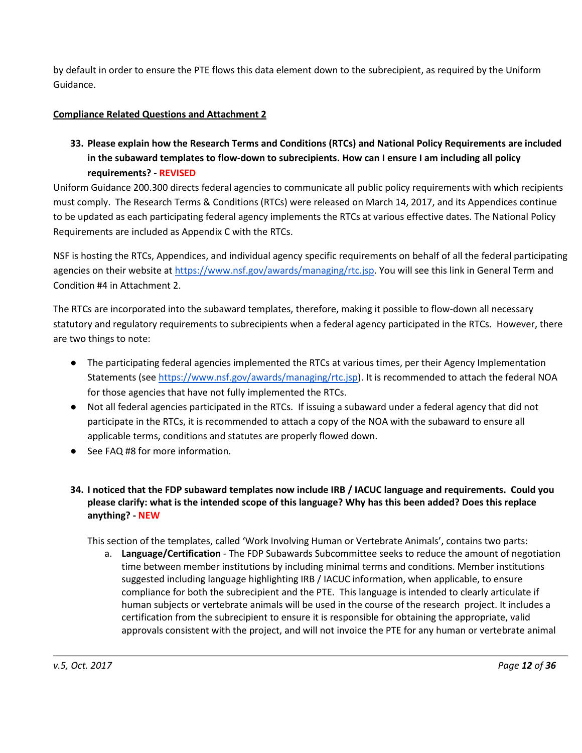by default in order to ensure the PTE flows this data element down to the subrecipient, as required by the Uniform Guidance.

**Compliance Related Questions and Attachment 2**

**33. Please explain how the Research Terms and Conditions (RTCs) and National Policy Requirements are included in the subaward templates to flow-down to subrecipients. How can I ensure I am including all policy requirements? - REVISED**

Uniform Guidance 200.300 directs federal agencies to communicate all public policy requirements with which recipients must comply. The Research Terms & Conditions (RTCs) were released on March 14, 2017, and its Appendices continue to be updated as each participating federal agency implements the RTCs at various effective dates. The National Policy Requirements are included as Appendix C with the RTCs.

NSF is hosting the RTCs, Appendices, and individual agency specific requirements on behalf of all the federal participating agencies on their website at https://www.nsf.gov/awards/managing/rtc.jsp. You will see this link in General Term and Condition #4 in Attachment 2.

The RTCs are incorporated into the subaward templates, therefore, making it possible to flow-down all necessary statutory and regulatory requirements to subrecipients when a federal agency participated in the RTCs. However, there are two things to note:

- The participating federal agencies implemented the RTCs at various times, per their Agency Implementation Statements (see https://www.nsf.gov/awards/managing/rtc.jsp). It is recommended to attach the federal NOA for those agencies that have not fully implemented the RTCs.
- Not all federal agencies participated in the RTCs. If issuing a subaward under a federal agency that did not participate in the RTCs, it is recommended to attach a copy of the NOA with the subaward to ensure all applicable terms, conditions and statutes are properly flowed down.
- See FAQ #8 for more information.

**34. I noticed that the FDP subaward templates now include IRB / IACUC language and requirements. Could you please clarify: what is the intended scope of this language? Why has this been added? Does this replace anything? - NEW**

This section of the templates, called 'Work Involving Human or Vertebrate Animals', contains two parts:

a. **Language/Certification** - The FDP Subawards Subcommittee seeks to reduce the amount of negotiation time between member institutions by including minimal terms and conditions. Member institutions suggested including language highlighting IRB / IACUC information, when applicable, to ensure compliance for both the subrecipient and the PTE. This language is intended to clearly articulate if human subjects or vertebrate animals will be used in the course of the research project. It includes a certification from the subrecipient to ensure it is responsible for obtaining the appropriate, valid approvals consistent with the project, and will not invoice the PTE for any human or vertebrate animal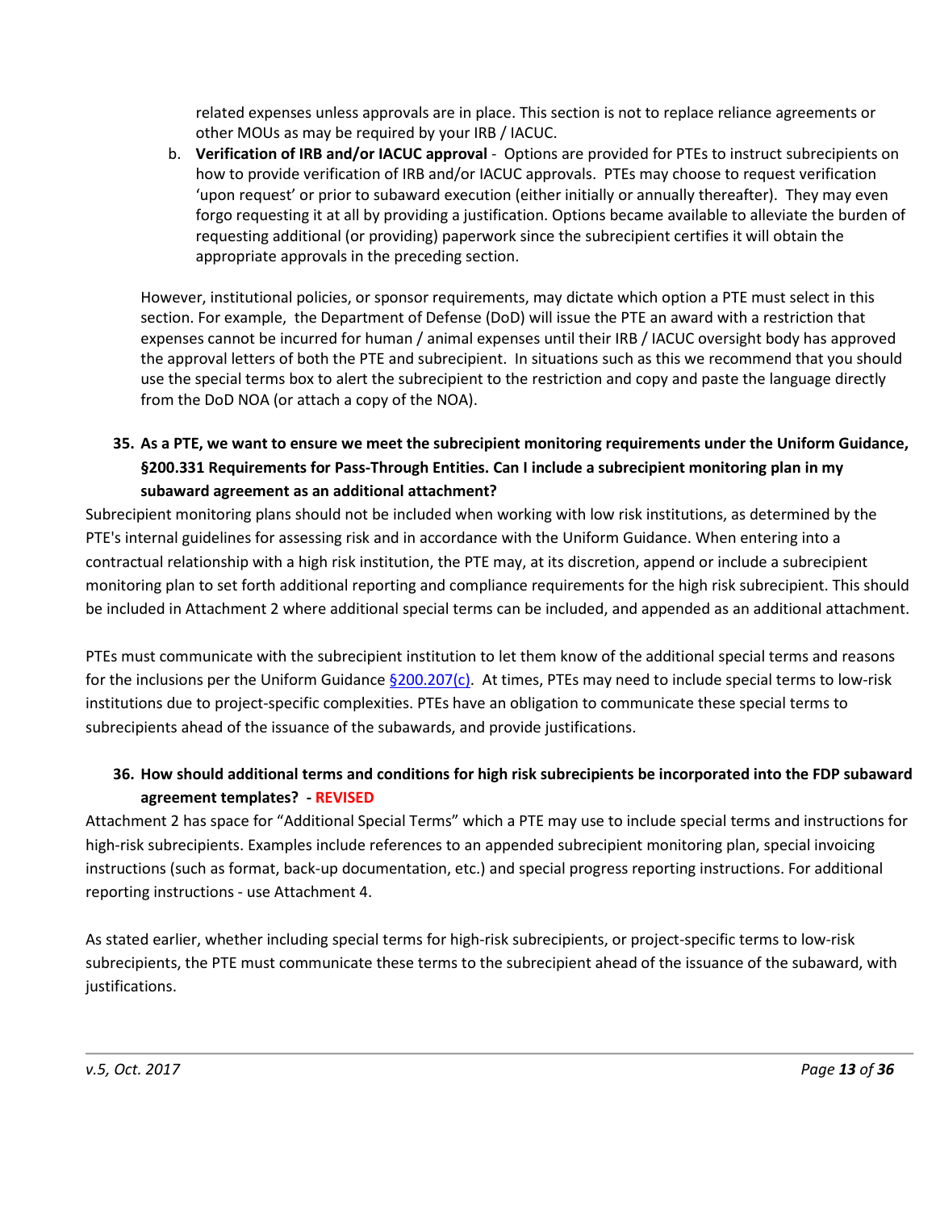related expenses unless approvals are in place. This section is not to replace reliance agreements or other MOUs as may be required by your IRB / IACUC.

b. **Verification of IRB and/or IACUC approval** - Options are provided for PTEs to instruct subrecipients on how to provide verification of IRB and/or IACUC approvals. PTEs may choose to request verification 'upon request' or prior to subaward execution (either initially or annually thereafter). They may even forgo requesting it at all by providing a justification. Options became available to alleviate the burden of requesting additional (or providing) paperwork since the subrecipient certifies it will obtain the appropriate approvals in the preceding section.

However, institutional policies, or sponsor requirements, may dictate which option a PTE must select in this section. For example, the Department of Defense (DoD) will issue the PTE an award with a restriction that expenses cannot be incurred for human / animal expenses until their IRB / IACUC oversight body has approved the approval letters of both the PTE and subrecipient. In situations such as this we recommend that you should use the special terms box to alert the subrecipient to the restriction and copy and paste the language directly from the DoD NOA (or attach a copy of the NOA).

### 35. As a PTE, we want to ensure we meet the subrecipient monitoring requirements under the Uniform Guidance, §200.331 Requirements for Pass-Through Entities. Can I include a subrecipient monitoring plan in my subaward agreement as an additional attachment?

Subrecipient monitoring plans should not be included when working with low risk institutions, as determined by the PTE's internal guidelines for assessing risk and in accordance with the Uniform Guidance. When entering into a contractual relationship with a high risk institution, the PTE may, at its discretion, append or include a subrecipient monitoring plan to set forth additional reporting and compliance requirements for the high risk subrecipient. This should be included in Attachment 2 where additional special terms can be included, and appended as an additional attachment.

PTEs must communicate with the subrecipient institution to let them know of the additional special terms and reasons for the inclusions per the Uniform Guidance §200.207(c). At times, PTEs may need to include special terms to low-risk institutions due to project-specific complexities. PTEs have an obligation to communicate these special terms to subrecipients ahead of the issuance of the subawards, and provide justifications.

### 36. How should additional terms and conditions for high risk subrecipients be incorporated into the FDP subaward agreement templates? - REVISED

Attachment 2 has space for "Additional Special Terms" which a PTE may use to include special terms and instructions for high-risk subrecipients. Examples include references to an appended subrecipient monitoring plan, special invoicing instructions (such as format, back-up documentation, etc.) and special progress reporting instructions. For additional reporting instructions - use Attachment 4.

As stated earlier, whether including special terms for high-risk subrecipients, or project-specific terms to low-risk subrecipients, the PTE must communicate these terms to the subrecipient ahead of the issuance of the subaward, with justifications.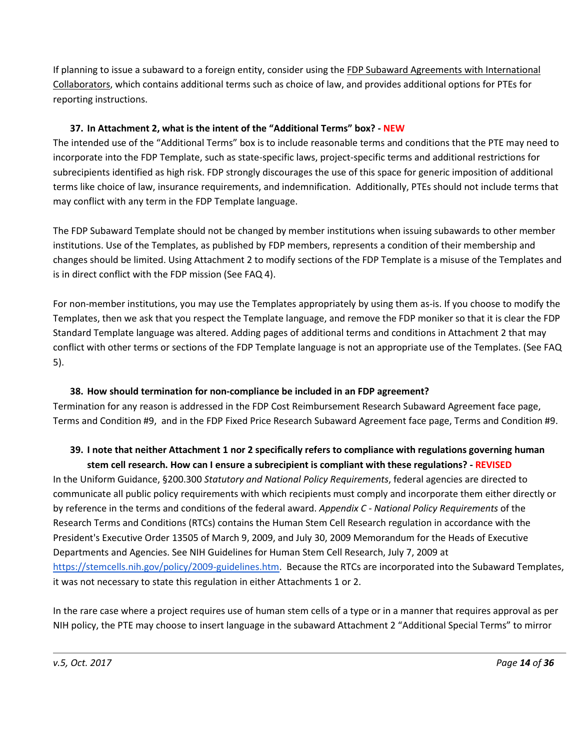If planning to issue a subaward to a foreign entity, consider using the FDP Subaward Agreements with International Collaborators, which contains additional terms such as choice of law, and provides additional options for PTEs for reporting instructions.

### 37. In Attachment 2, what is the intent of the "Additional Terms" box? - NEW

The intended use of the "Additional Terms" box is to include reasonable terms and conditions that the PTE may need to incorporate into the FDP Template, such as state-specific laws, project-specific terms and additional restrictions for subrecipients identified as high risk. FDP strongly discourages the use of this space for generic imposition of additional terms like choice of law, insurance requirements, and indemnification. Additionally, PTEs should not include terms that may conflict with any term in the FDP Template language.

The FDP Subaward Template should not be changed by member institutions when issuing subawards to other member institutions. Use of the Templates, as published by FDP members, represents a condition of their membership and changes should be limited. Using Attachment 2 to modify sections of the FDP Template is a misuse of the Templates and is in direct conflict with the FDP mission (See FAQ 4).

For non-member institutions, you may use the Templates appropriately by using them as-is. If you choose to modify the Templates, then we ask that you respect the Template language, and remove the FDP moniker so that it is clear the FDP Standard Template language was altered. Adding pages of additional terms and conditions in Attachment 2 that may conflict with other terms or sections of the FDP Template language is not an appropriate use of the Templates. (See FAQ 5).

### 38. How should termination for non-compliance be included in an FDP agreement?

Termination for any reason is addressed in the FDP Cost Reimbursement Research Subaward Agreement face page, Terms and Condition #9, and in the FDP Fixed Price Research Subaward Agreement face page, Terms and Condition #9.

### 39. I note that neither Attachment 1 nor 2 specifically refers to compliance with regulations governing human stem cell research. How can I ensure a subrecipient is compliant with these regulations? - REVISED

In the Uniform Guidance, §200.300 *Statutory and National Policy Requirements*, federal agencies are directed to communicate all public policy requirements with which recipients must comply and incorporate them either directly or by reference in the terms and conditions of the federal award. *Appendix C - National Policy Requirements* of the Research Terms and Conditions (RTCs) contains the Human Stem Cell Research regulation in accordance with the President's Executive Order 13505 of March 9, 2009, and July 30, 2009 Memorandum for the Heads of Executive Departments and Agencies. See NIH Guidelines for Human Stem Cell Research, July 7, 2009 at https://stemcells.nih.gov/policy/2009-guidelines.htm. Because the RTCs are incorporated into the Subaward Templates, it was not necessary to state this regulation in either Attachments 1 or 2.

In the rare case where a project requires use of human stem cells of a type or in a manner that requires approval as per NIH policy, the PTE may choose to insert language in the subaward Attachment 2 "Additional Special Terms" to mirror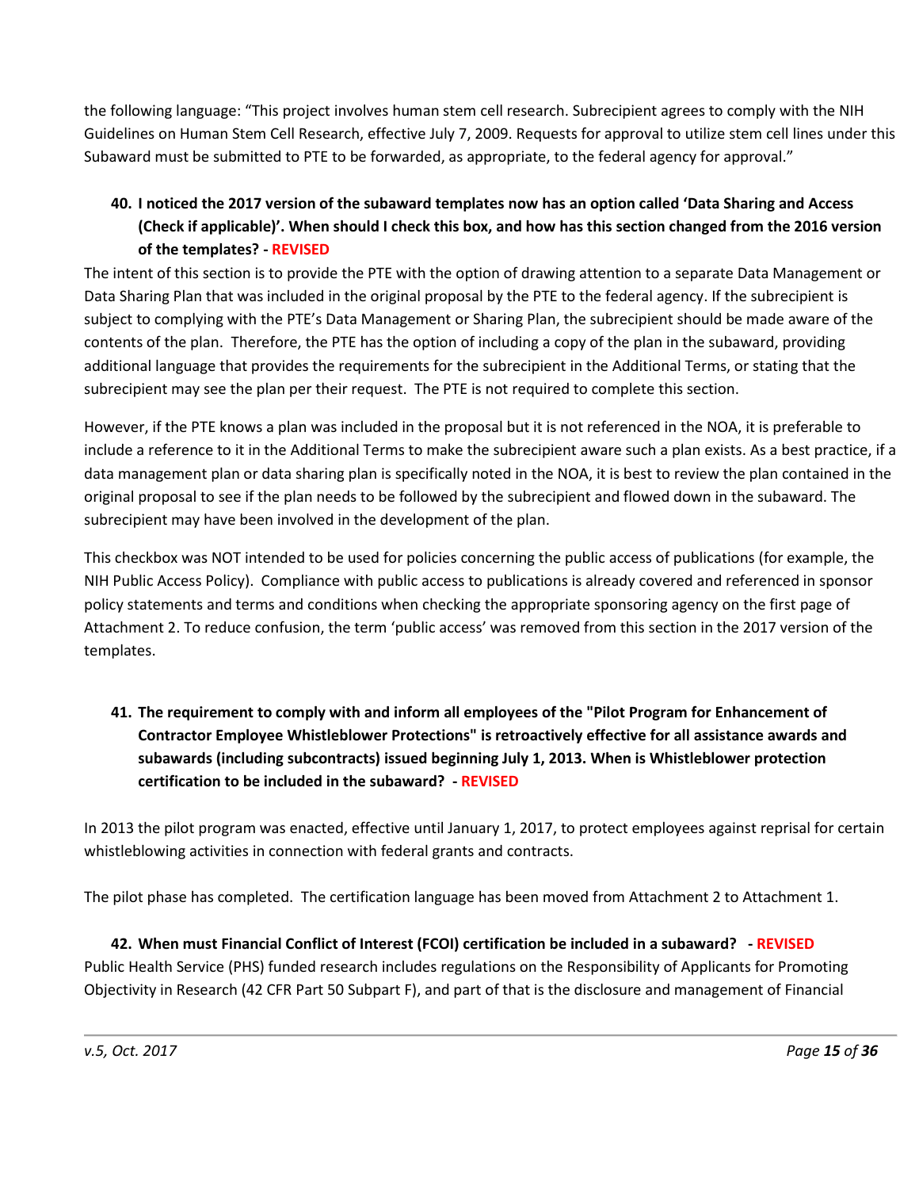the following language: "This project involves human stem cell research. Subrecipient agrees to comply with the NIH Guidelines on Human Stem Cell Research, effective July 7, 2009. Requests for approval to utilize stem cell lines under this Subaward must be submitted to PTE to be forwarded, as appropriate, to the federal agency for approval."

### 40. I noticed the 2017 version of the subaward templates now has an option called 'Data Sharing and Access (Check if applicable)'. When should I check this box, and how has this section changed from the 2016 version of the templates? - REVISED

The intent of this section is to provide the PTE with the option of drawing attention to a separate Data Management or Data Sharing Plan that was included in the original proposal by the PTE to the federal agency. If the subrecipient is subject to complying with the PTE's Data Management or Sharing Plan, the subrecipient should be made aware of the contents of the plan. Therefore, the PTE has the option of including a copy of the plan in the subaward, providing additional language that provides the requirements for the subrecipient in the Additional Terms, or stating that the subrecipient may see the plan per their request. The PTE is not required to complete this section.

However, if the PTE knows a plan was included in the proposal but it is not referenced in the NOA, it is preferable to include a reference to it in the Additional Terms to make the subrecipient aware such a plan exists. As a best practice, if a data management plan or data sharing plan is specifically noted in the NOA, it is best to review the plan contained in the original proposal to see if the plan needs to be followed by the subrecipient and flowed down in the subaward. The subrecipient may have been involved in the development of the plan.

This checkbox was NOT intended to be used for policies concerning the public access of publications (for example, the NIH Public Access Policy). Compliance with public access to publications is already covered and referenced in sponsor policy statements and terms and conditions when checking the appropriate sponsoring agency on the first page of Attachment 2. To reduce confusion, the term 'public access' was removed from this section in the 2017 version of the templates.

### 41. The requirement to comply with and inform all employees of the "Pilot Program for Enhancement of Contractor Employee Whistleblower Protections" is retroactively effective for all assistance awards and subawards (including subcontracts) issued beginning July 1, 2013. When is Whistleblower protection certification to be included in the subaward? - REVISED

In 2013 the pilot program was enacted, effective until January 1, 2017, to protect employees against reprisal for certain whistleblowing activities in connection with federal grants and contracts.

The pilot phase has completed. The certification language has been moved from Attachment 2 to Attachment 1.

### 42. When must Financial Conflict of Interest (FCOI) certification be included in a subaward? - REVISED

Public Health Service (PHS) funded research includes regulations on the Responsibility of Applicants for Promoting Objectivity in Research (42 CFR Part 50 Subpart F), and part of that is the disclosure and management of Financial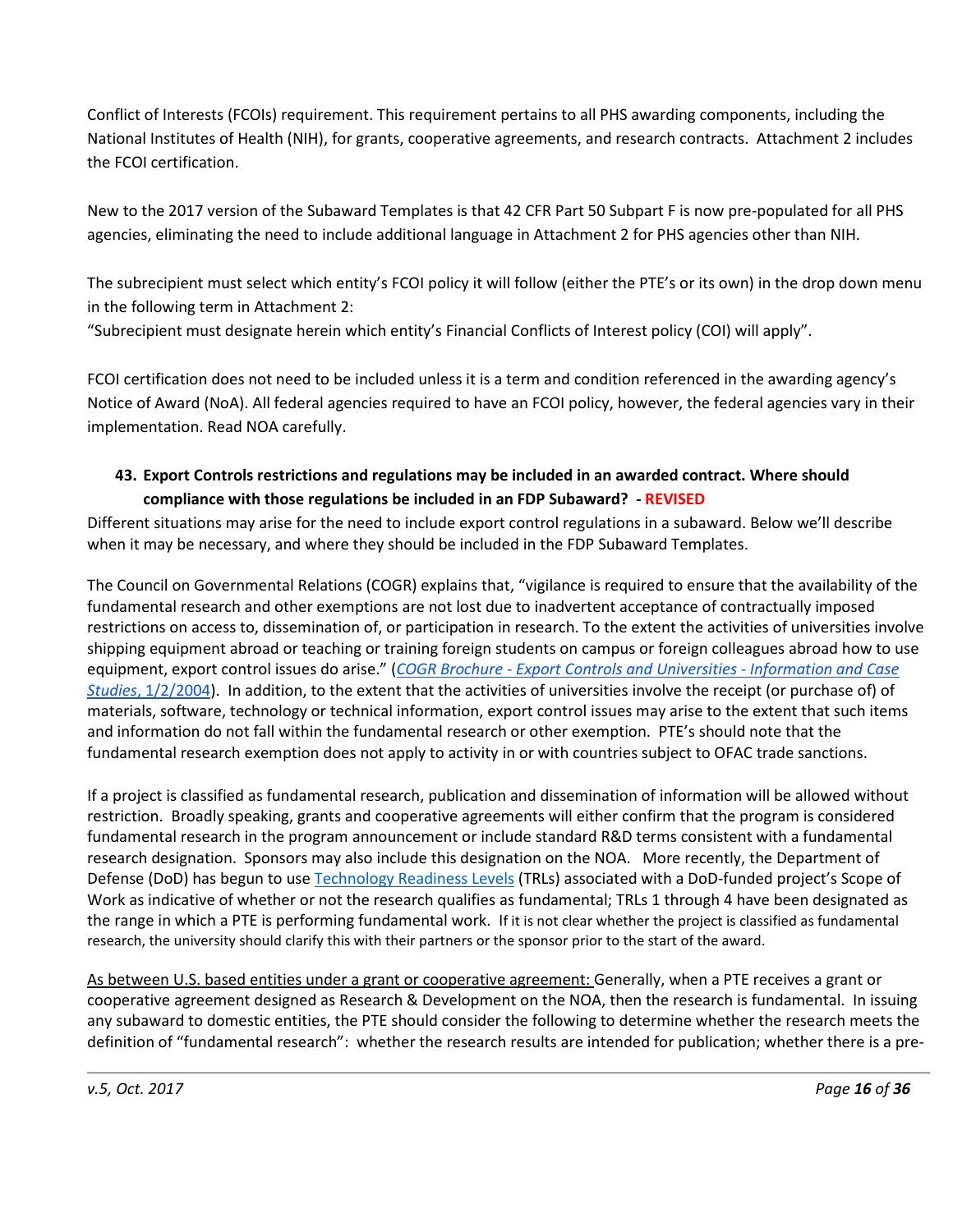Conflict of Interests (FCOIs) requirement. This requirement pertains to all PHS awarding components, including the National Institutes of Health (NIH), for grants, cooperative agreements, and research contracts. Attachment 2 includes the FCOI certification.

New to the 2017 version of the Subaward Templates is that 42 CFR Part 50 Subpart F is now pre-populated for all PHS agencies, eliminating the need to include additional language in Attachment 2 for PHS agencies other than NIH.

The subrecipient must select which entity's FCOI policy it will follow (either the PTE's or its own) in the drop down menu in the following term in Attachment 2:
"Subrecipient must designate herein which entity's Financial Conflicts of Interest policy (COI) will apply".

FCOI certification does not need to be included unless it is a term and condition referenced in the awarding agency's Notice of Award (NoA). All federal agencies required to have an FCOI policy, however, the federal agencies vary in their implementation. Read NOA carefully.

### 43. Export Controls restrictions and regulations may be included in an awarded contract. Where should compliance with those regulations be included in an FDP Subaward? - REVISED

Different situations may arise for the need to include export control regulations in a subaward. Below we'll describe when it may be necessary, and where they should be included in the FDP Subaward Templates.

The Council on Governmental Relations (COGR) explains that, "vigilance is required to ensure that the availability of the fundamental research and other exemptions are not lost due to inadvertent acceptance of contractually imposed restrictions on access to, dissemination of, or participation in research. To the extent the activities of universities involve shipping equipment abroad or teaching or training foreign students on campus or foreign colleagues abroad how to use equipment, export control issues do arise." (*COGR Brochure - Export Controls and Universities - Information and Case Studies*, 1/2/2004). In addition, to the extent that the activities of universities involve the receipt (or purchase of) of materials, software, technology or technical information, export control issues may arise to the extent that such items and information do not fall within the fundamental research or other exemption. PTE's should note that the fundamental research exemption does not apply to activity in or with countries subject to OFAC trade sanctions.

If a project is classified as fundamental research, publication and dissemination of information will be allowed without restriction. Broadly speaking, grants and cooperative agreements will either confirm that the program is considered fundamental research in the program announcement or include standard R&D terms consistent with a fundamental research designation. Sponsors may also include this designation on the NOA. More recently, the Department of Defense (DoD) has begun to use Technology Readiness Levels (TRLs) associated with a DoD-funded project's Scope of Work as indicative of whether or not the research qualifies as fundamental; TRLs 1 through 4 have been designated as the range in which a PTE is performing fundamental work. If it is not clear whether the project is classified as fundamental research, the university should clarify this with their partners or the sponsor prior to the start of the award.

As between U.S. based entities under a grant or cooperative agreement: Generally, when a PTE receives a grant or cooperative agreement designed as Research & Development on the NOA, then the research is fundamental. In issuing any subaward to domestic entities, the PTE should consider the following to determine whether the research meets the definition of "fundamental research": whether the research results are intended for publication; whether there is a pre-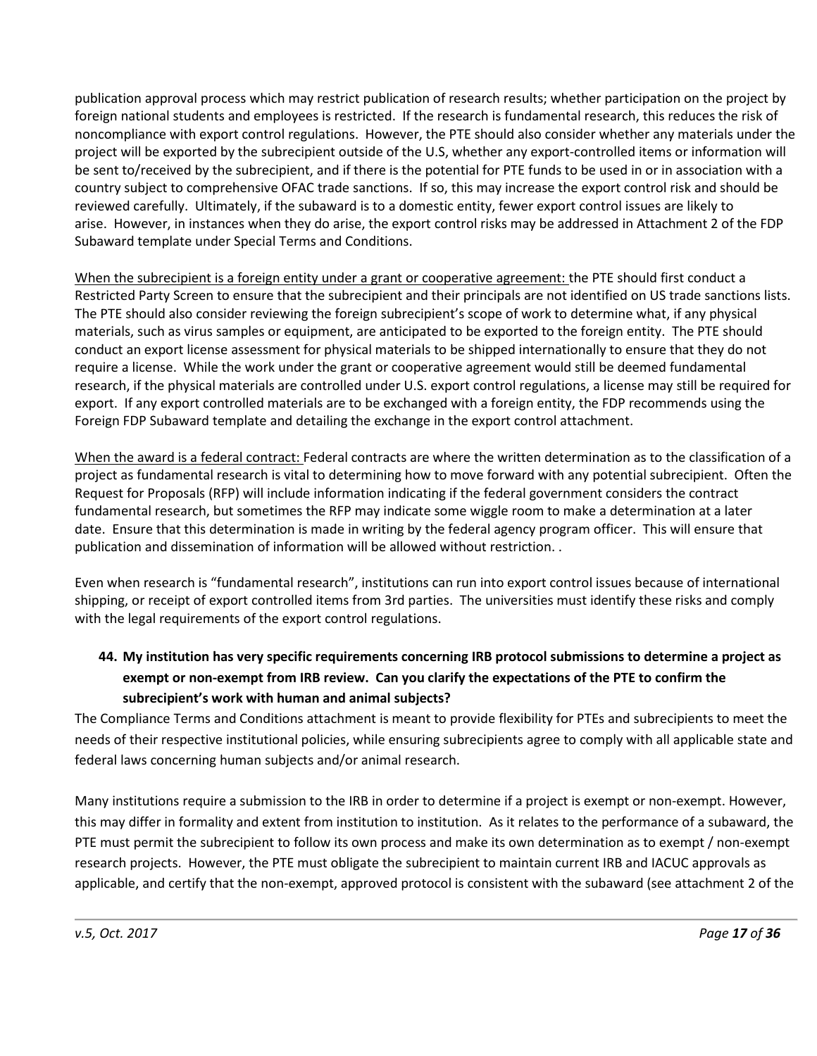publication approval process which may restrict publication of research results; whether participation on the project by foreign national students and employees is restricted. If the research is fundamental research, this reduces the risk of noncompliance with export control regulations. However, the PTE should also consider whether any materials under the project will be exported by the subrecipient outside of the U.S, whether any export-controlled items or information will be sent to/received by the subrecipient, and if there is the potential for PTE funds to be used in or in association with a country subject to comprehensive OFAC trade sanctions. If so, this may increase the export control risk and should be reviewed carefully. Ultimately, if the subaward is to a domestic entity, fewer export control issues are likely to arise. However, in instances when they do arise, the export control risks may be addressed in Attachment 2 of the FDP Subaward template under Special Terms and Conditions.

<u>When the subrecipient is a foreign entity under a grant or cooperative agreement:</u> the PTE should first conduct a Restricted Party Screen to ensure that the subrecipient and their principals are not identified on US trade sanctions lists. The PTE should also consider reviewing the foreign subrecipient's scope of work to determine what, if any physical materials, such as virus samples or equipment, are anticipated to be exported to the foreign entity. The PTE should conduct an export license assessment for physical materials to be shipped internationally to ensure that they do not require a license. While the work under the grant or cooperative agreement would still be deemed fundamental research, if the physical materials are controlled under U.S. export control regulations, a license may still be required for export. If any export controlled materials are to be exchanged with a foreign entity, the FDP recommends using the Foreign FDP Subaward template and detailing the exchange in the export control attachment.

<u>When the award is a federal contract:</u> Federal contracts are where the written determination as to the classification of a project as fundamental research is vital to determining how to move forward with any potential subrecipient. Often the Request for Proposals (RFP) will include information indicating if the federal government considers the contract fundamental research, but sometimes the RFP may indicate some wiggle room to make a determination at a later date. Ensure that this determination is made in writing by the federal agency program officer. This will ensure that publication and dissemination of information will be allowed without restriction. .

Even when research is "fundamental research", institutions can run into export control issues because of international shipping, or receipt of export controlled items from 3rd parties. The universities must identify these risks and comply with the legal requirements of the export control regulations.

**44. My institution has very specific requirements concerning IRB protocol submissions to determine a project as exempt or non-exempt from IRB review. Can you clarify the expectations of the PTE to confirm the subrecipient's work with human and animal subjects?**

The Compliance Terms and Conditions attachment is meant to provide flexibility for PTEs and subrecipients to meet the needs of their respective institutional policies, while ensuring subrecipients agree to comply with all applicable state and federal laws concerning human subjects and/or animal research.

Many institutions require a submission to the IRB in order to determine if a project is exempt or non-exempt. However, this may differ in formality and extent from institution to institution. As it relates to the performance of a subaward, the PTE must permit the subrecipient to follow its own process and make its own determination as to exempt / non-exempt research projects. However, the PTE must obligate the subrecipient to maintain current IRB and IACUC approvals as applicable, and certify that the non-exempt, approved protocol is consistent with the subaward (see attachment 2 of the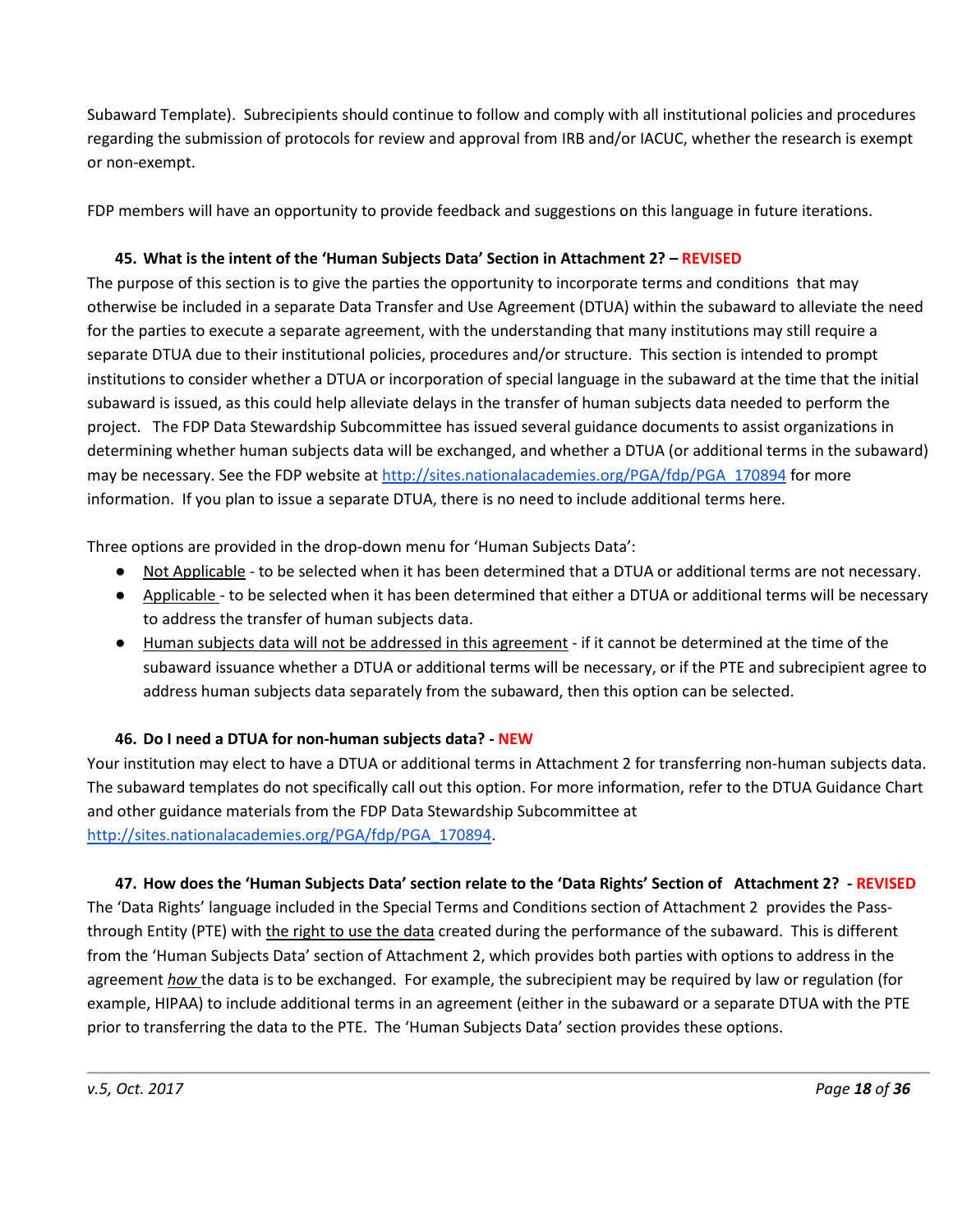Subaward Template). Subrecipients should continue to follow and comply with all institutional policies and procedures regarding the submission of protocols for review and approval from IRB and/or IACUC, whether the research is exempt or non-exempt.

FDP members will have an opportunity to provide feedback and suggestions on this language in future iterations.

### 45. What is the intent of the 'Human Subjects Data' Section in Attachment 2? – REVISED

The purpose of this section is to give the parties the opportunity to incorporate terms and conditions that may otherwise be included in a separate Data Transfer and Use Agreement (DTUA) within the subaward to alleviate the need for the parties to execute a separate agreement, with the understanding that many institutions may still require a separate DTUA due to their institutional policies, procedures and/or structure. This section is intended to prompt institutions to consider whether a DTUA or incorporation of special language in the subaward at the time that the initial subaward is issued, as this could help alleviate delays in the transfer of human subjects data needed to perform the project. The FDP Data Stewardship Subcommittee has issued several guidance documents to assist organizations in determining whether human subjects data will be exchanged, and whether a DTUA (or additional terms in the subaward) may be necessary. See the FDP website at http://sites.nationalacademies.org/PGA/fdp/PGA_170894 for more information. If you plan to issue a separate DTUA, there is no need to include additional terms here.

Three options are provided in the drop-down menu for 'Human Subjects Data':

- Not Applicable - to be selected when it has been determined that a DTUA or additional terms are not necessary.
- Applicable - to be selected when it has been determined that either a DTUA or additional terms will be necessary to address the transfer of human subjects data.
- Human subjects data will not be addressed in this agreement - if it cannot be determined at the time of the subaward issuance whether a DTUA or additional terms will be necessary, or if the PTE and subrecipient agree to address human subjects data separately from the subaward, then this option can be selected.

### 46. Do I need a DTUA for non-human subjects data? - NEW

Your institution may elect to have a DTUA or additional terms in Attachment 2 for transferring non-human subjects data. The subaward templates do not specifically call out this option. For more information, refer to the DTUA Guidance Chart and other guidance materials from the FDP Data Stewardship Subcommittee at http://sites.nationalacademies.org/PGA/fdp/PGA_170894.

### 47. How does the 'Human Subjects Data' section relate to the 'Data Rights' Section of Attachment 2? - REVISED

The 'Data Rights' language included in the Special Terms and Conditions section of Attachment 2 provides the Pass-through Entity (PTE) with the right to use the data created during the performance of the subaward. This is different from the 'Human Subjects Data' section of Attachment 2, which provides both parties with options to address in the agreement *how* the data is to be exchanged. For example, the subrecipient may be required by law or regulation (for example, HIPAA) to include additional terms in an agreement (either in the subaward or a separate DTUA with the PTE prior to transferring the data to the PTE. The 'Human Subjects Data' section provides these options.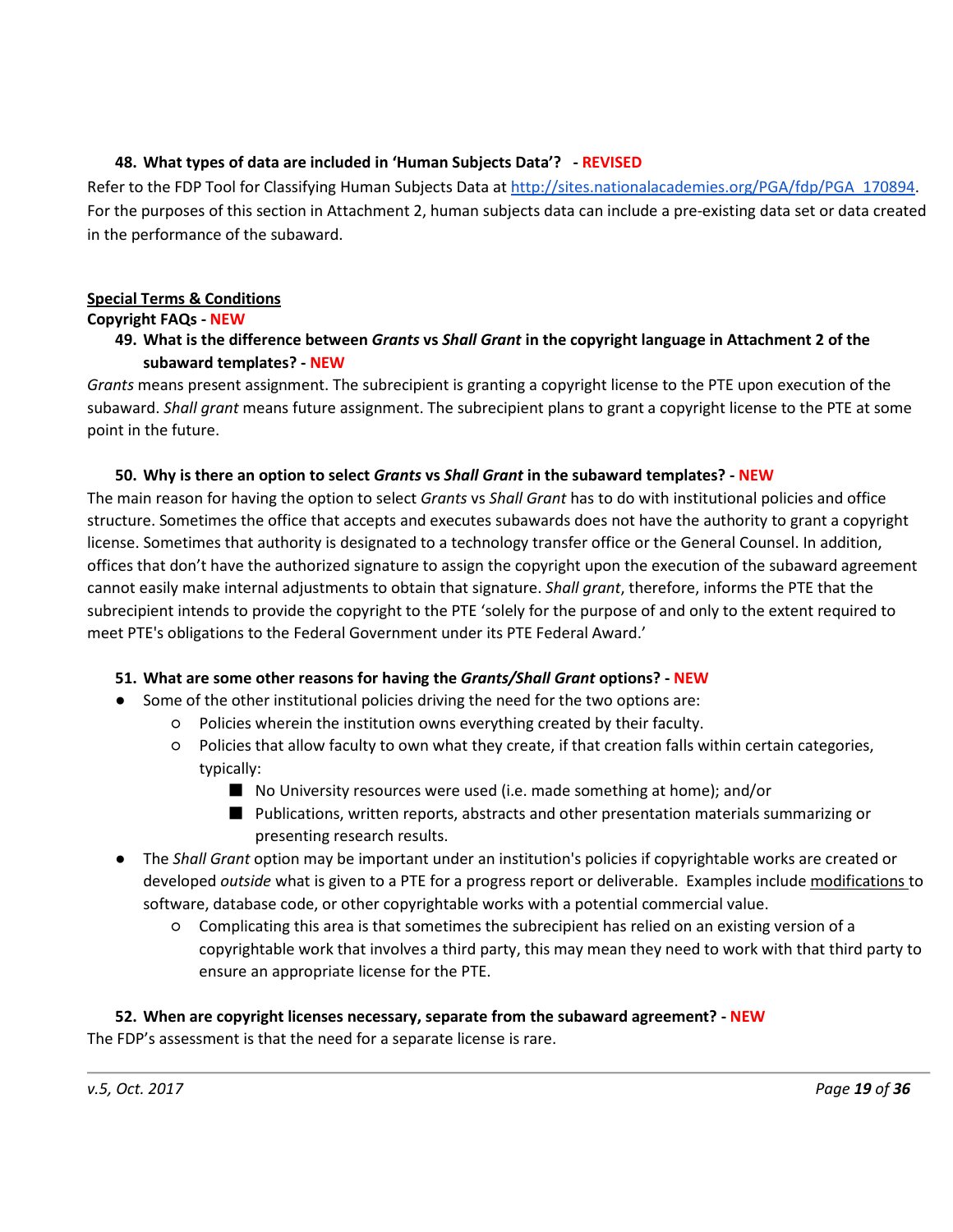### 48. What types of data are included in 'Human Subjects Data'? - REVISED

Refer to the FDP Tool for Classifying Human Subjects Data at http://sites.nationalacademies.org/PGA/fdp/PGA_170894. For the purposes of this section in Attachment 2, human subjects data can include a pre-existing data set or data created in the performance of the subaward.

## Special Terms & Conditions

**Copyright FAQs - NEW**

### 49. What is the difference between *Grants* vs *Shall Grant* in the copyright language in Attachment 2 of the subaward templates? - NEW

*Grants* means present assignment. The subrecipient is granting a copyright license to the PTE upon execution of the subaward. *Shall grant* means future assignment. The subrecipient plans to grant a copyright license to the PTE at some point in the future.

### 50. Why is there an option to select *Grants* vs *Shall Grant* in the subaward templates? - NEW

The main reason for having the option to select *Grants* vs *Shall Grant* has to do with institutional policies and office structure. Sometimes the office that accepts and executes subawards does not have the authority to grant a copyright license. Sometimes that authority is designated to a technology transfer office or the General Counsel. In addition, offices that don't have the authorized signature to assign the copyright upon the execution of the subaward agreement cannot easily make internal adjustments to obtain that signature. *Shall grant*, therefore, informs the PTE that the subrecipient intends to provide the copyright to the PTE 'solely for the purpose of and only to the extent required to meet PTE's obligations to the Federal Government under its PTE Federal Award.'

### 51. What are some other reasons for having the *Grants/Shall Grant* options? - NEW

- Some of the other institutional policies driving the need for the two options are:
  - Policies wherein the institution owns everything created by their faculty.
  - Policies that allow faculty to own what they create, if that creation falls within certain categories, typically:
    - No University resources were used (i.e. made something at home); and/or
    - Publications, written reports, abstracts and other presentation materials summarizing or presenting research results.
- The *Shall Grant* option may be important under an institution's policies if copyrightable works are created or developed *outside* what is given to a PTE for a progress report or deliverable. Examples include modifications to software, database code, or other copyrightable works with a potential commercial value.
  - Complicating this area is that sometimes the subrecipient has relied on an existing version of a copyrightable work that involves a third party, this may mean they need to work with that third party to ensure an appropriate license for the PTE.

### 52. When are copyright licenses necessary, separate from the subaward agreement? - NEW

The FDP's assessment is that the need for a separate license is rare.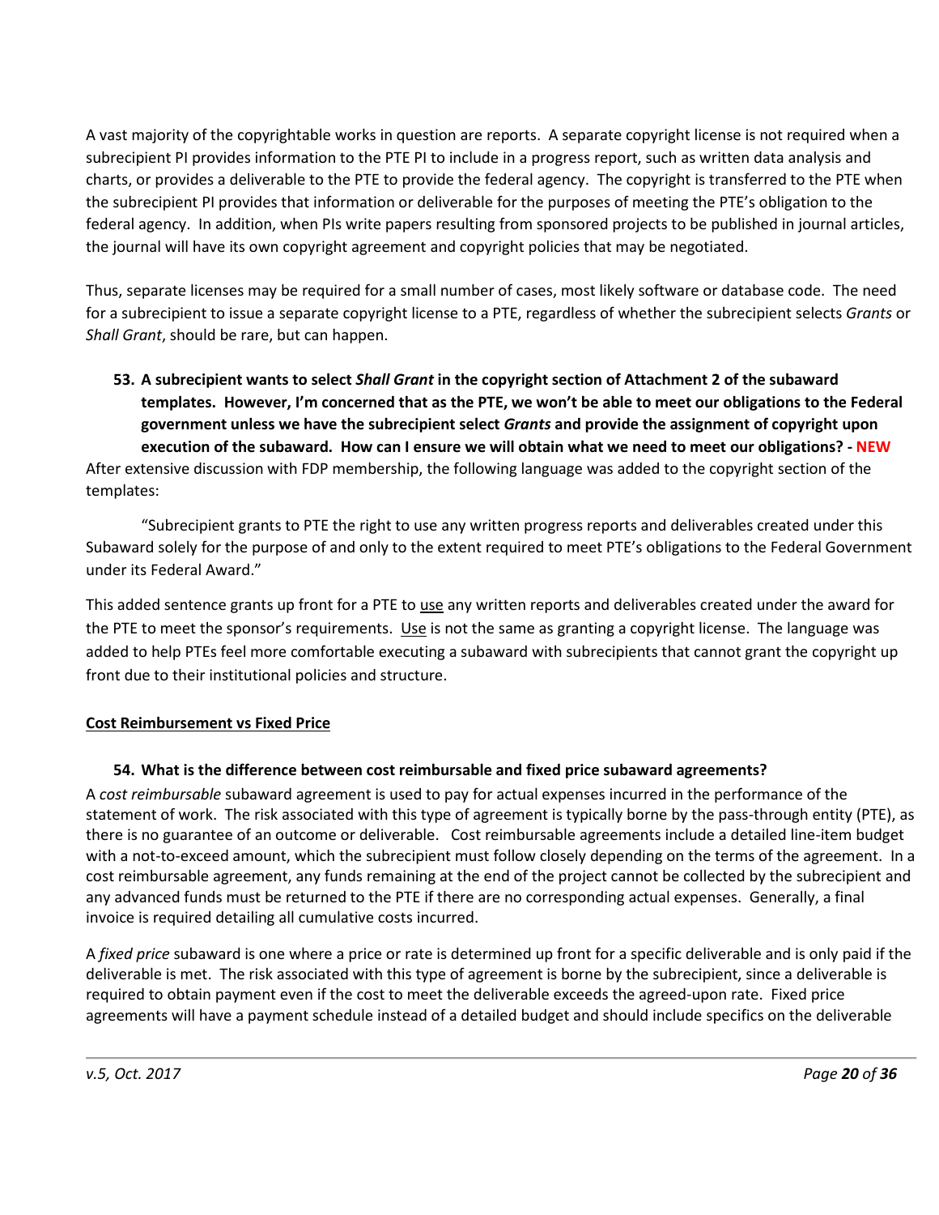A vast majority of the copyrightable works in question are reports. A separate copyright license is not required when a subrecipient PI provides information to the PTE PI to include in a progress report, such as written data analysis and charts, or provides a deliverable to the PTE to provide the federal agency. The copyright is transferred to the PTE when the subrecipient PI provides that information or deliverable for the purposes of meeting the PTE's obligation to the federal agency. In addition, when PIs write papers resulting from sponsored projects to be published in journal articles, the journal will have its own copyright agreement and copyright policies that may be negotiated.

Thus, separate licenses may be required for a small number of cases, most likely software or database code. The need for a subrecipient to issue a separate copyright license to a PTE, regardless of whether the subrecipient selects *Grants* or *Shall Grant*, should be rare, but can happen.

**53. A subrecipient wants to select *Shall Grant* in the copyright section of Attachment 2 of the subaward templates. However, I'm concerned that as the PTE, we won't be able to meet our obligations to the Federal government unless we have the subrecipient select *Grants* and provide the assignment of copyright upon execution of the subaward. How can I ensure we will obtain what we need to meet our obligations? - NEW**

After extensive discussion with FDP membership, the following language was added to the copyright section of the templates:

> "Subrecipient grants to PTE the right to use any written progress reports and deliverables created under this Subaward solely for the purpose of and only to the extent required to meet PTE's obligations to the Federal Government under its Federal Award."

This added sentence grants up front for a PTE to <u>use</u> any written reports and deliverables created under the award for the PTE to meet the sponsor's requirements. <u>Use</u> is not the same as granting a copyright license. The language was added to help PTEs feel more comfortable executing a subaward with subrecipients that cannot grant the copyright up front due to their institutional policies and structure.

## <u>Cost Reimbursement vs Fixed Price</u>

**54. What is the difference between cost reimbursable and fixed price subaward agreements?**

A *cost reimbursable* subaward agreement is used to pay for actual expenses incurred in the performance of the statement of work. The risk associated with this type of agreement is typically borne by the pass-through entity (PTE), as there is no guarantee of an outcome or deliverable. Cost reimbursable agreements include a detailed line-item budget with a not-to-exceed amount, which the subrecipient must follow closely depending on the terms of the agreement. In a cost reimbursable agreement, any funds remaining at the end of the project cannot be collected by the subrecipient and any advanced funds must be returned to the PTE if there are no corresponding actual expenses. Generally, a final invoice is required detailing all cumulative costs incurred.

A *fixed price* subaward is one where a price or rate is determined up front for a specific deliverable and is only paid if the deliverable is met. The risk associated with this type of agreement is borne by the subrecipient, since a deliverable is required to obtain payment even if the cost to meet the deliverable exceeds the agreed-upon rate. Fixed price agreements will have a payment schedule instead of a detailed budget and should include specifics on the deliverable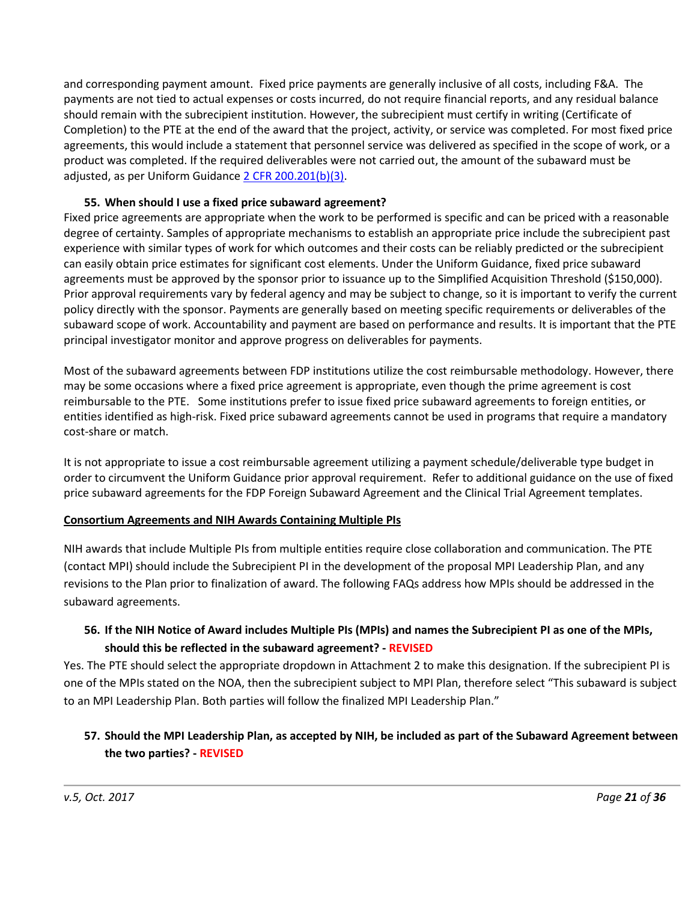and corresponding payment amount. Fixed price payments are generally inclusive of all costs, including F&A. The payments are not tied to actual expenses or costs incurred, do not require financial reports, and any residual balance should remain with the subrecipient institution. However, the subrecipient must certify in writing (Certificate of Completion) to the PTE at the end of the award that the project, activity, or service was completed. For most fixed price agreements, this would include a statement that personnel service was delivered as specified in the scope of work, or a product was completed. If the required deliverables were not carried out, the amount of the subaward must be adjusted, as per Uniform Guidance 2 CFR 200.201(b)(3).

**55. When should I use a fixed price subaward agreement?**

Fixed price agreements are appropriate when the work to be performed is specific and can be priced with a reasonable degree of certainty. Samples of appropriate mechanisms to establish an appropriate price include the subrecipient past experience with similar types of work for which outcomes and their costs can be reliably predicted or the subrecipient can easily obtain price estimates for significant cost elements. Under the Uniform Guidance, fixed price subaward agreements must be approved by the sponsor prior to issuance up to the Simplified Acquisition Threshold ($150,000). Prior approval requirements vary by federal agency and may be subject to change, so it is important to verify the current policy directly with the sponsor. Payments are generally based on meeting specific requirements or deliverables of the subaward scope of work. Accountability and payment are based on performance and results. It is important that the PTE principal investigator monitor and approve progress on deliverables for payments.

Most of the subaward agreements between FDP institutions utilize the cost reimbursable methodology. However, there may be some occasions where a fixed price agreement is appropriate, even though the prime agreement is cost reimbursable to the PTE. Some institutions prefer to issue fixed price subaward agreements to foreign entities, or entities identified as high-risk. Fixed price subaward agreements cannot be used in programs that require a mandatory cost-share or match.

It is not appropriate to issue a cost reimbursable agreement utilizing a payment schedule/deliverable type budget in order to circumvent the Uniform Guidance prior approval requirement. Refer to additional guidance on the use of fixed price subaward agreements for the FDP Foreign Subaward Agreement and the Clinical Trial Agreement templates.

## Consortium Agreements and NIH Awards Containing Multiple PIs

NIH awards that include Multiple PIs from multiple entities require close collaboration and communication. The PTE (contact MPI) should include the Subrecipient PI in the development of the proposal MPI Leadership Plan, and any revisions to the Plan prior to finalization of award. The following FAQs address how MPIs should be addressed in the subaward agreements.

**56. If the NIH Notice of Award includes Multiple PIs (MPIs) and names the Subrecipient PI as one of the MPIs, should this be reflected in the subaward agreement? - REVISED**

Yes. The PTE should select the appropriate dropdown in Attachment 2 to make this designation. If the subrecipient PI is one of the MPIs stated on the NOA, then the subrecipient subject to MPI Plan, therefore select "This subaward is subject to an MPI Leadership Plan. Both parties will follow the finalized MPI Leadership Plan."

**57. Should the MPI Leadership Plan, as accepted by NIH, be included as part of the Subaward Agreement between the two parties? - REVISED**

*v.5, Oct. 2017*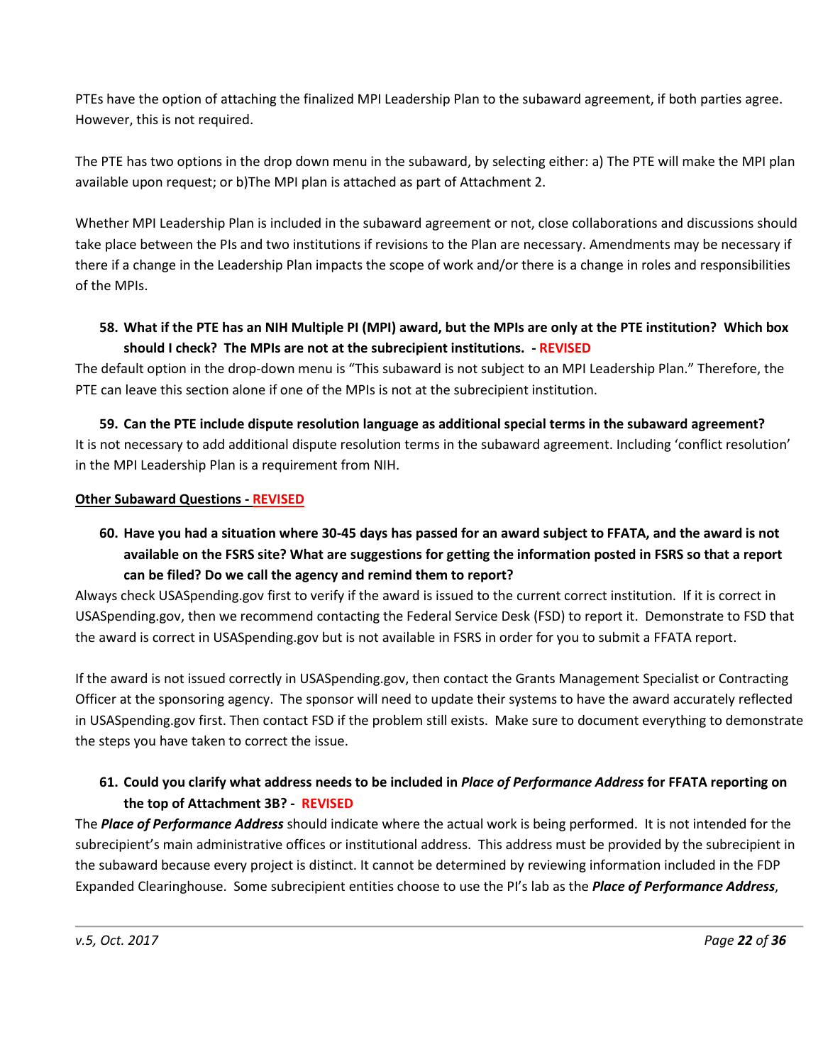PTEs have the option of attaching the finalized MPI Leadership Plan to the subaward agreement, if both parties agree. However, this is not required.

The PTE has two options in the drop down menu in the subaward, by selecting either: a) The PTE will make the MPI plan available upon request; or b)The MPI plan is attached as part of Attachment 2.

Whether MPI Leadership Plan is included in the subaward agreement or not, close collaborations and discussions should take place between the PIs and two institutions if revisions to the Plan are necessary. Amendments may be necessary if there if a change in the Leadership Plan impacts the scope of work and/or there is a change in roles and responsibilities of the MPIs.

**58. What if the PTE has an NIH Multiple PI (MPI) award, but the MPIs are only at the PTE institution? Which box should I check? The MPIs are not at the subrecipient institutions. - REVISED**

The default option in the drop-down menu is "This subaward is not subject to an MPI Leadership Plan." Therefore, the PTE can leave this section alone if one of the MPIs is not at the subrecipient institution.

**59. Can the PTE include dispute resolution language as additional special terms in the subaward agreement?**

It is not necessary to add additional dispute resolution terms in the subaward agreement. Including 'conflict resolution' in the MPI Leadership Plan is a requirement from NIH.

**Other Subaward Questions - REVISED**

**60. Have you had a situation where 30-45 days has passed for an award subject to FFATA, and the award is not available on the FSRS site? What are suggestions for getting the information posted in FSRS so that a report can be filed? Do we call the agency and remind them to report?**

Always check USASpending.gov first to verify if the award is issued to the current correct institution. If it is correct in USASpending.gov, then we recommend contacting the Federal Service Desk (FSD) to report it. Demonstrate to FSD that the award is correct in USASpending.gov but is not available in FSRS in order for you to submit a FFATA report.

If the award is not issued correctly in USASpending.gov, then contact the Grants Management Specialist or Contracting Officer at the sponsoring agency. The sponsor will need to update their systems to have the award accurately reflected in USASpending.gov first. Then contact FSD if the problem still exists. Make sure to document everything to demonstrate the steps you have taken to correct the issue.

**61. Could you clarify what address needs to be included in *Place of Performance Address* for FFATA reporting on the top of Attachment 3B? - REVISED**

The ***Place of Performance Address*** should indicate where the actual work is being performed. It is not intended for the subrecipient's main administrative offices or institutional address. This address must be provided by the subrecipient in the subaward because every project is distinct. It cannot be determined by reviewing information included in the FDP Expanded Clearinghouse. Some subrecipient entities choose to use the PI's lab as the ***Place of Performance Address***,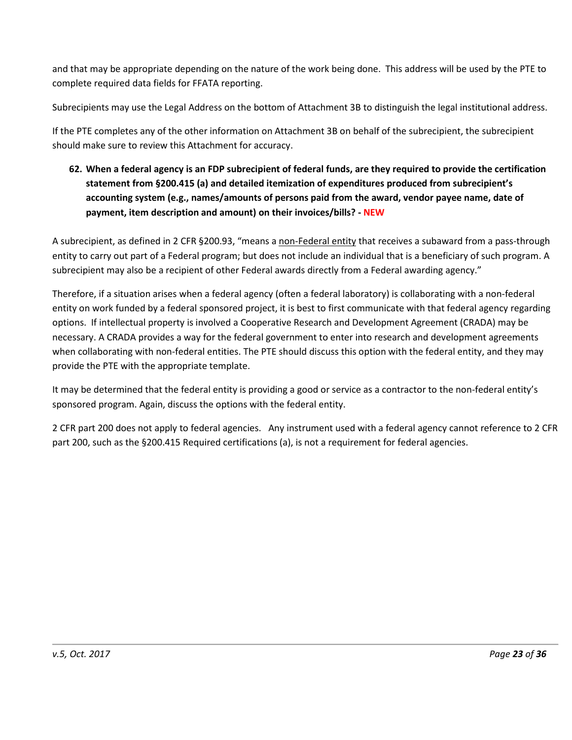and that may be appropriate depending on the nature of the work being done. This address will be used by the PTE to complete required data fields for FFATA reporting.

Subrecipients may use the Legal Address on the bottom of Attachment 3B to distinguish the legal institutional address.

If the PTE completes any of the other information on Attachment 3B on behalf of the subrecipient, the subrecipient should make sure to review this Attachment for accuracy.

**62. When a federal agency is an FDP subrecipient of federal funds, are they required to provide the certification statement from §200.415 (a) and detailed itemization of expenditures produced from subrecipient's accounting system (e.g., names/amounts of persons paid from the award, vendor payee name, date of payment, item description and amount) on their invoices/bills? - NEW**

A subrecipient, as defined in 2 CFR §200.93, "means a non-Federal entity that receives a subaward from a pass-through entity to carry out part of a Federal program; but does not include an individual that is a beneficiary of such program. A subrecipient may also be a recipient of other Federal awards directly from a Federal awarding agency."

Therefore, if a situation arises when a federal agency (often a federal laboratory) is collaborating with a non-federal entity on work funded by a federal sponsored project, it is best to first communicate with that federal agency regarding options. If intellectual property is involved a Cooperative Research and Development Agreement (CRADA) may be necessary. A CRADA provides a way for the federal government to enter into research and development agreements when collaborating with non-federal entities. The PTE should discuss this option with the federal entity, and they may provide the PTE with the appropriate template.

It may be determined that the federal entity is providing a good or service as a contractor to the non-federal entity's sponsored program. Again, discuss the options with the federal entity.

2 CFR part 200 does not apply to federal agencies. Any instrument used with a federal agency cannot reference to 2 CFR part 200, such as the §200.415 Required certifications (a), is not a requirement for federal agencies.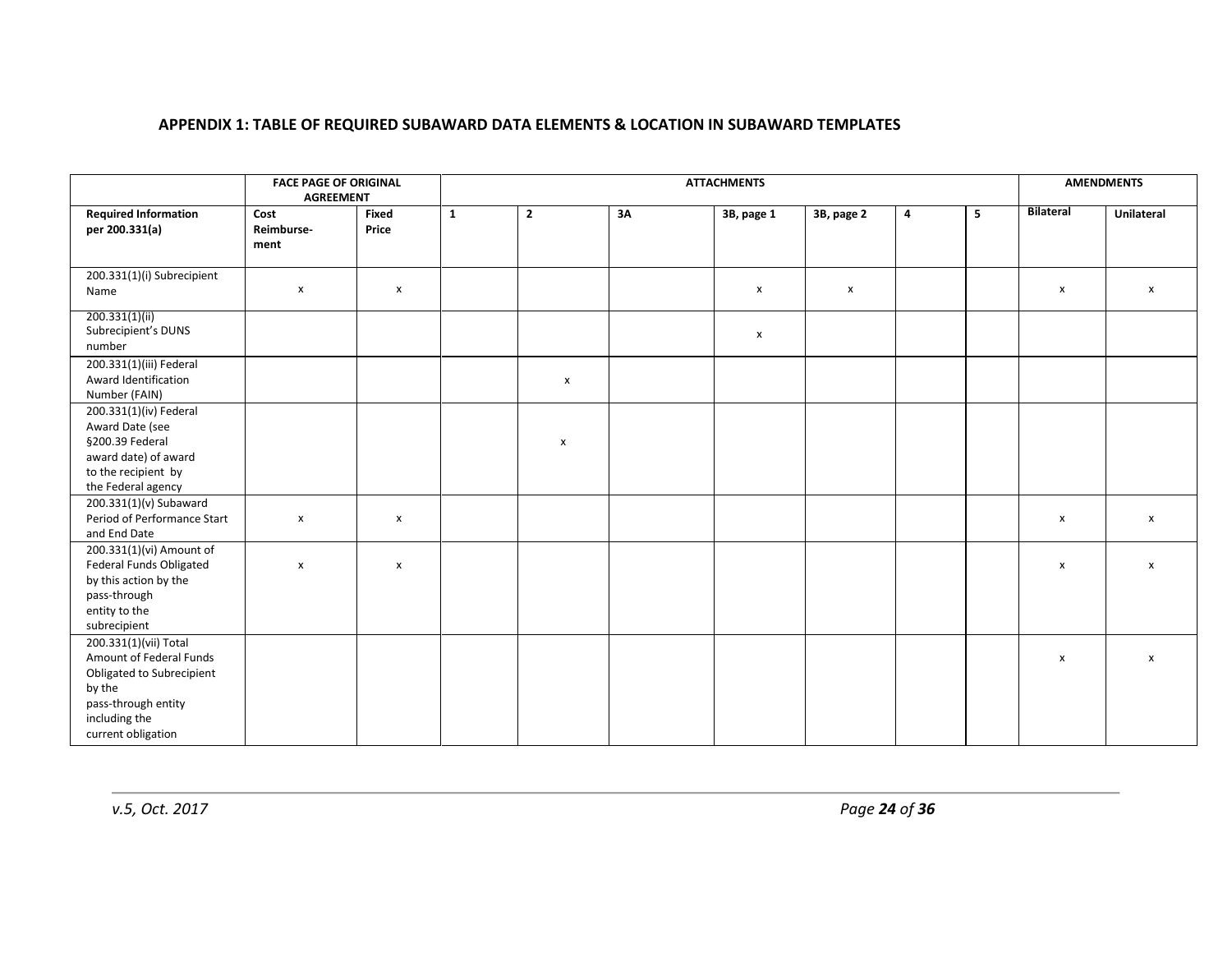## APPENDIX 1: TABLE OF REQUIRED SUBAWARD DATA ELEMENTS & LOCATION IN SUBAWARD TEMPLATES

| | FACE PAGE OF ORIGINAL AGREEMENT | | ATTACHMENTS | | | | | | | AMENDMENTS | |
|---|---|---|---|---|---|---|---|---|---|---|---|
| **Required Information per 200.331(a)** | **Cost Reimburse-ment** | **Fixed Price** | **1** | **2** | **3A** | **3B, page 1** | **3B, page 2** | **4** | **5** | **Bilateral** | **Unilateral** |
| 200.331(1)(i) Subrecipient Name | x | x | | | | x | x | | | x | x |
| 200.331(1)(ii) Subrecipient's DUNS number | | | | | | x | | | | | |
| 200.331(1)(iii) Federal Award Identification Number (FAIN) | | | | x | | | | | | | |
| 200.331(1)(iv) Federal Award Date (see §200.39 Federal award date) of award to the recipient by the Federal agency | | | | x | | | | | | | |
| 200.331(1)(v) Subaward Period of Performance Start and End Date | x | x | | | | | | | | x | x |
| 200.331(1)(vi) Amount of Federal Funds Obligated by this action by the pass-through entity to the subrecipient | x | x | | | | | | | | x | x |
| 200.331(1)(vii) Total Amount of Federal Funds Obligated to Subrecipient by the pass-through entity including the current obligation | | | | | | | | | | x | x |

*v.5, Oct. 2017*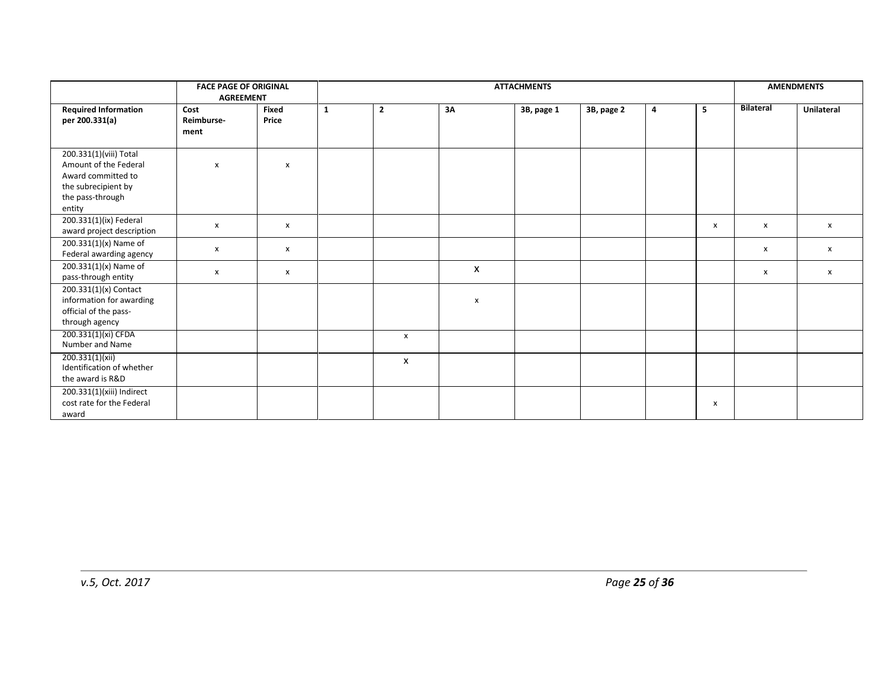| | FACE PAGE OF ORIGINAL AGREEMENT | | ATTACHMENTS | | | | | | | AMENDMENTS | |
|---|---|---|---|---|---|---|---|---|---|---|---|
| **Required Information per 200.331(a)** | **Cost Reimburse-ment** | **Fixed Price** | **1** | **2** | **3A** | **3B, page 1** | **3B, page 2** | **4** | **5** | **Bilateral** | **Unilateral** |
| 200.331(1)(viii) Total Amount of the Federal Award committed to the subrecipient by the pass-through entity | x | x | | | | | | | | | |
| 200.331(1)(ix) Federal award project description | x | x | | | | | | | x | x | x |
| 200.331(1)(x) Name of Federal awarding agency | x | x | | | | | | | | x | x |
| 200.331(1)(x) Name of pass-through entity | x | x | | | X | | | | | x | x |
| 200.331(1)(x) Contact information for awarding official of the pass-through agency | | | | | x | | | | | | |
| 200.331(1)(xi) CFDA Number and Name | | | | x | | | | | | | |
| 200.331(1)(xii) Identification of whether the award is R&D | | | | X | | | | | | | |
| 200.331(1)(xiii) Indirect cost rate for the Federal award | | | | | | | | | x | | |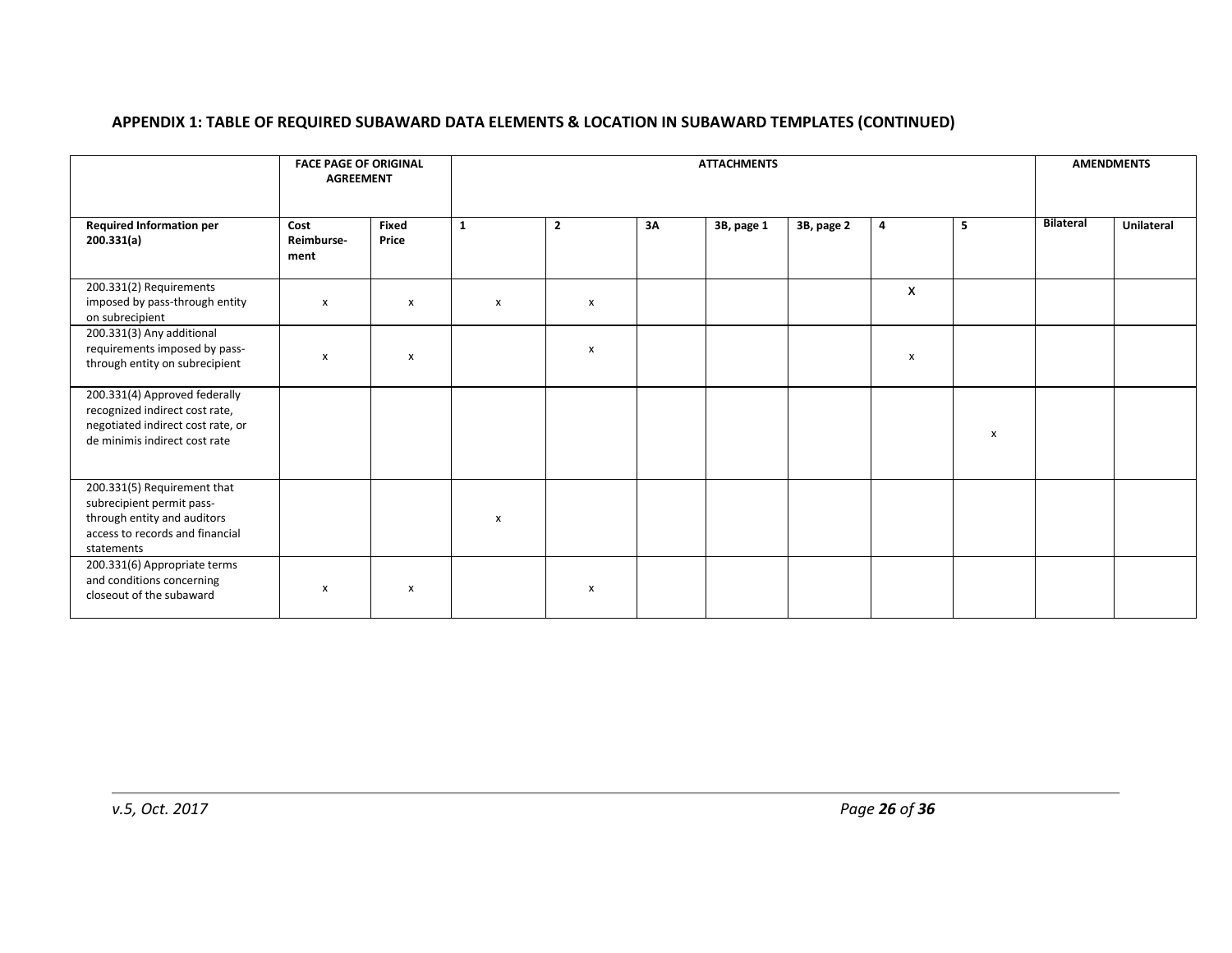## APPENDIX 1: TABLE OF REQUIRED SUBAWARD DATA ELEMENTS & LOCATION IN SUBAWARD TEMPLATES (CONTINUED)

| | FACE PAGE OF ORIGINAL AGREEMENT | | ATTACHMENTS | | | | | | | AMENDMENTS | |
|---|---|---|---|---|---|---|---|---|---|---|---|
| **Required Information per 200.331(a)** | **Cost Reimburse-ment** | **Fixed Price** | **1** | **2** | **3A** | **3B, page 1** | **3B, page 2** | **4** | **5** | **Bilateral** | **Unilateral** |
| 200.331(2) Requirements imposed by pass-through entity on subrecipient | x | x | x | x | | | | X | | | |
| 200.331(3) Any additional requirements imposed by pass-through entity on subrecipient | x | x | | x | | | | x | | | |
| 200.331(4) Approved federally recognized indirect cost rate, negotiated indirect cost rate, or de minimis indirect cost rate | | | | | | | | | x | | |
| 200.331(5) Requirement that subrecipient permit pass-through entity and auditors access to records and financial statements | | | x | | | | | | | | |
| 200.331(6) Appropriate terms and conditions concerning closeout of the subaward | x | x | | x | | | | | | | |

*v.5, Oct. 2017*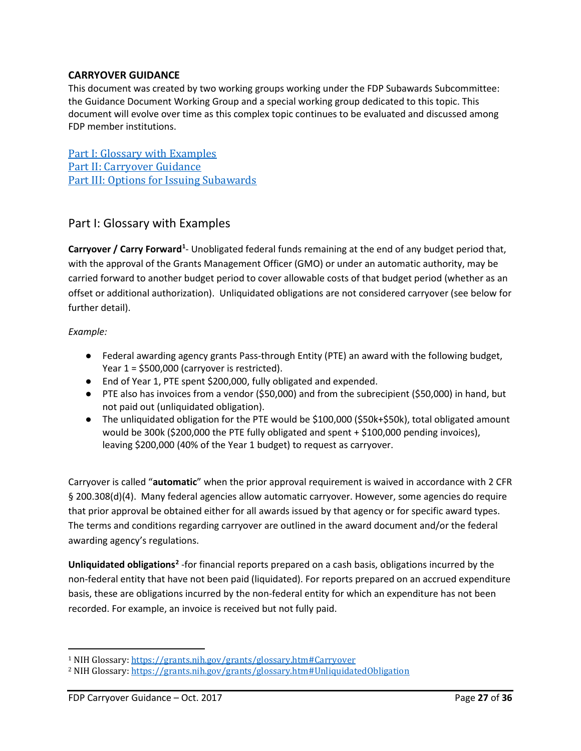**CARRYOVER GUIDANCE**

This document was created by two working groups working under the FDP Subawards Subcommittee: the Guidance Document Working Group and a special working group dedicated to this topic. This document will evolve over time as this complex topic continues to be evaluated and discussed among FDP member institutions.

[Part I: Glossary with Examples](#)
[Part II: Carryover Guidance](#)
[Part III: Options for Issuing Subawards](#)

## Part I: Glossary with Examples

**Carryover / Carry Forward**[1]- Unobligated federal funds remaining at the end of any budget period that, with the approval of the Grants Management Officer (GMO) or under an automatic authority, may be carried forward to another budget period to cover allowable costs of that budget period (whether as an offset or additional authorization). Unliquidated obligations are not considered carryover (see below for further detail).

*Example:*

- Federal awarding agency grants Pass-through Entity (PTE) an award with the following budget, Year 1 = $500,000 (carryover is restricted).
- End of Year 1, PTE spent $200,000, fully obligated and expended.
- PTE also has invoices from a vendor ($50,000) and from the subrecipient ($50,000) in hand, but not paid out (unliquidated obligation).
- The unliquidated obligation for the PTE would be $100,000 ($50k+$50k), total obligated amount would be 300k ($200,000 the PTE fully obligated and spent + $100,000 pending invoices), leaving $200,000 (40% of the Year 1 budget) to request as carryover.

Carryover is called "**automatic**" when the prior approval requirement is waived in accordance with 2 CFR § 200.308(d)(4). Many federal agencies allow automatic carryover. However, some agencies do require that prior approval be obtained either for all awards issued by that agency or for specific award types. The terms and conditions regarding carryover are outlined in the award document and/or the federal awarding agency's regulations.

**Unliquidated obligations**[2] -for financial reports prepared on a cash basis, obligations incurred by the non-federal entity that have not been paid (liquidated). For reports prepared on an accrued expenditure basis, these are obligations incurred by the non-federal entity for which an expenditure has not been recorded. For example, an invoice is received but not fully paid.

---

[1] NIH Glossary: https://grants.nih.gov/grants/glossary.htm#Carryover
[2] NIH Glossary: https://grants.nih.gov/grants/glossary.htm#UnliquidatedObligation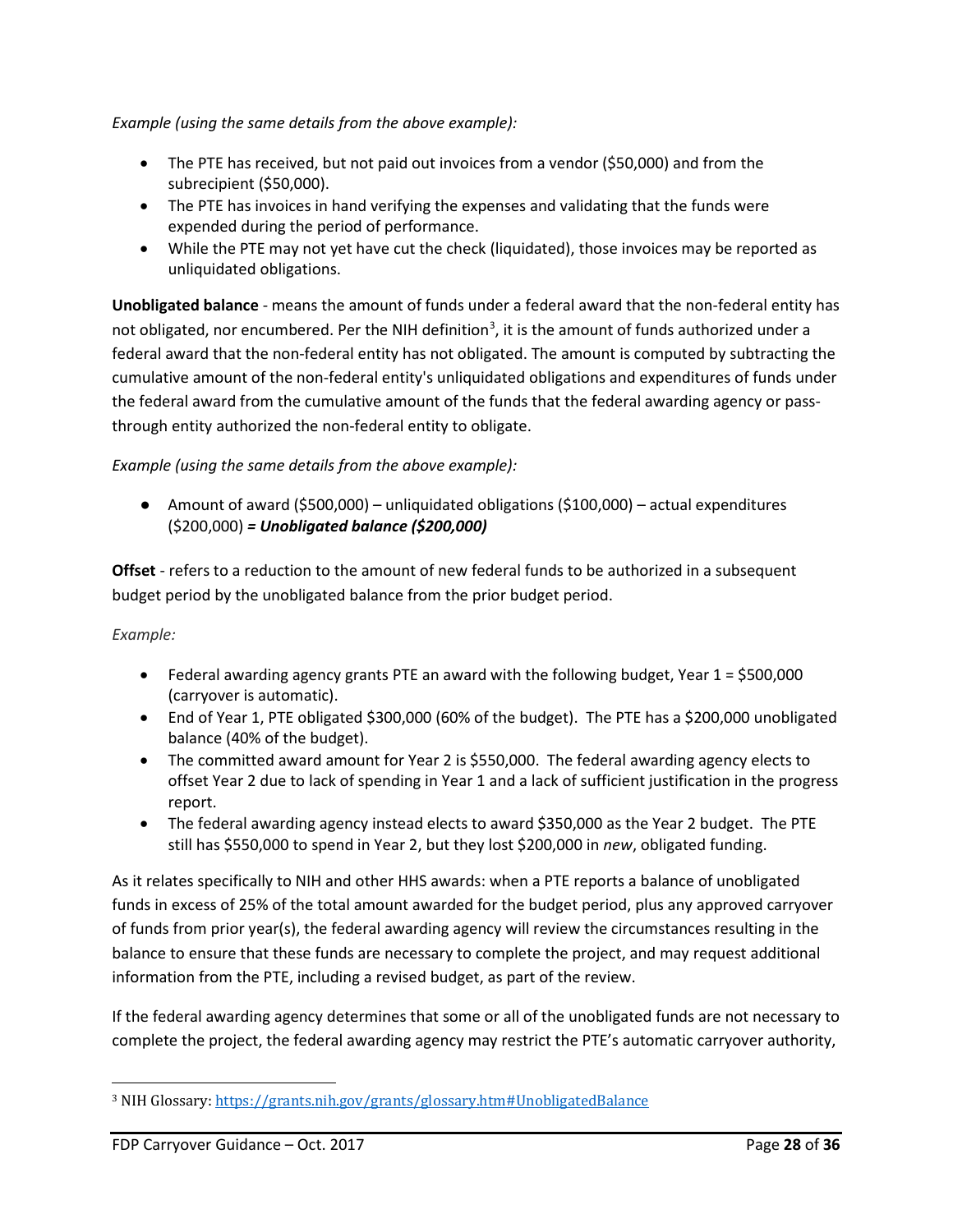*Example (using the same details from the above example):*

- The PTE has received, but not paid out invoices from a vendor ($50,000) and from the subrecipient ($50,000).
- The PTE has invoices in hand verifying the expenses and validating that the funds were expended during the period of performance.
- While the PTE may not yet have cut the check (liquidated), those invoices may be reported as unliquidated obligations.

**Unobligated balance** - means the amount of funds under a federal award that the non-federal entity has not obligated, nor encumbered. Per the NIH definition[3], it is the amount of funds authorized under a federal award that the non-federal entity has not obligated. The amount is computed by subtracting the cumulative amount of the non-federal entity's unliquidated obligations and expenditures of funds under the federal award from the cumulative amount of the funds that the federal awarding agency or pass-through entity authorized the non-federal entity to obligate.

*Example (using the same details from the above example):*

- Amount of award ($500,000) – unliquidated obligations ($100,000) – actual expenditures ($200,000) ***= Unobligated balance ($200,000)***

**Offset** - refers to a reduction to the amount of new federal funds to be authorized in a subsequent budget period by the unobligated balance from the prior budget period.

*Example:*

- Federal awarding agency grants PTE an award with the following budget, Year 1 = $500,000 (carryover is automatic).
- End of Year 1, PTE obligated $300,000 (60% of the budget). The PTE has a $200,000 unobligated balance (40% of the budget).
- The committed award amount for Year 2 is $550,000. The federal awarding agency elects to offset Year 2 due to lack of spending in Year 1 and a lack of sufficient justification in the progress report.
- The federal awarding agency instead elects to award $350,000 as the Year 2 budget. The PTE still has $550,000 to spend in Year 2, but they lost $200,000 in *new*, obligated funding.

As it relates specifically to NIH and other HHS awards: when a PTE reports a balance of unobligated funds in excess of 25% of the total amount awarded for the budget period, plus any approved carryover of funds from prior year(s), the federal awarding agency will review the circumstances resulting in the balance to ensure that these funds are necessary to complete the project, and may request additional information from the PTE, including a revised budget, as part of the review.

If the federal awarding agency determines that some or all of the unobligated funds are not necessary to complete the project, the federal awarding agency may restrict the PTE's automatic carryover authority,

---

[3] NIH Glossary: https://grants.nih.gov/grants/glossary.htm#UnobligatedBalance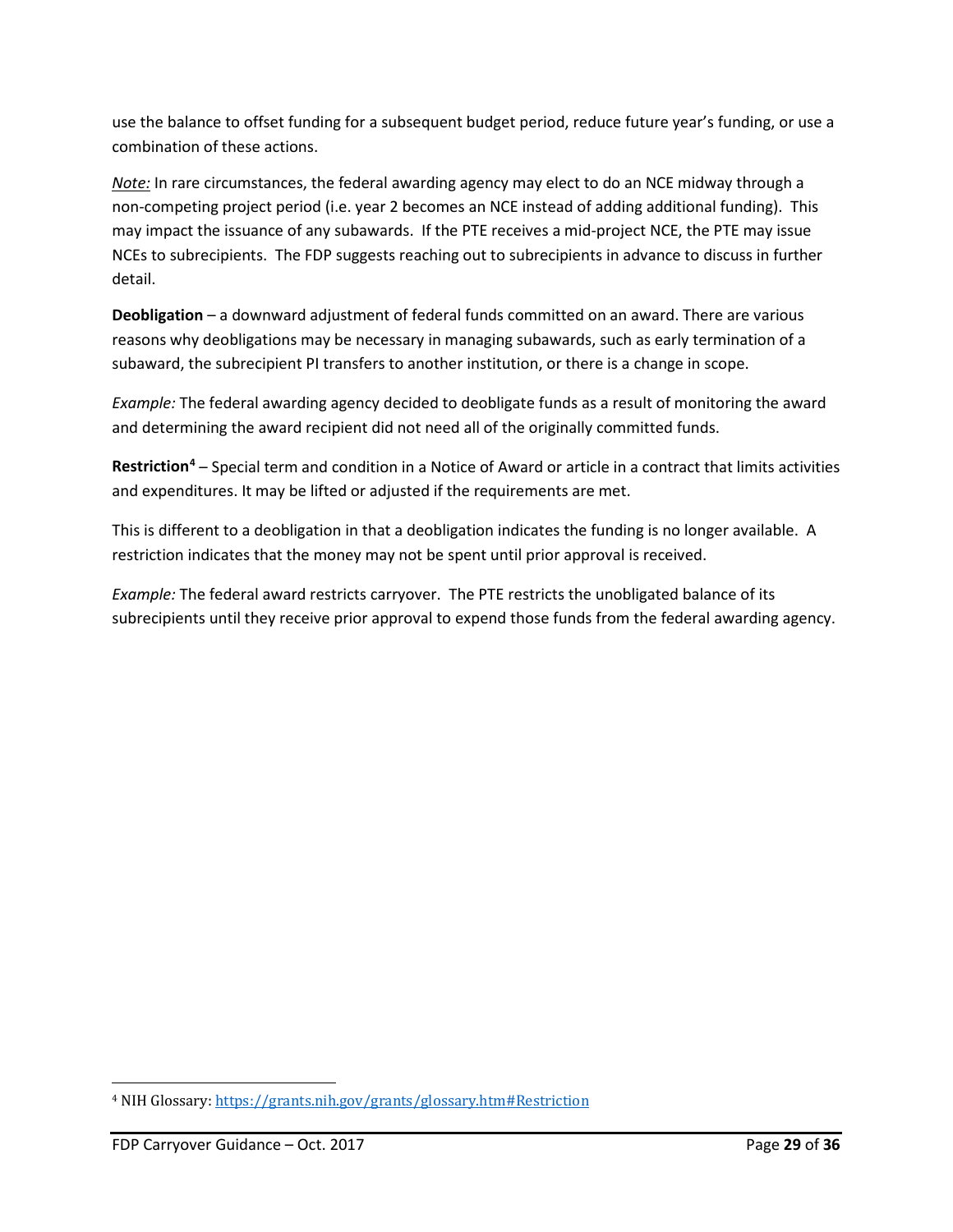use the balance to offset funding for a subsequent budget period, reduce future year's funding, or use a combination of these actions.

_Note:_ In rare circumstances, the federal awarding agency may elect to do an NCE midway through a non-competing project period (i.e. year 2 becomes an NCE instead of adding additional funding). This may impact the issuance of any subawards. If the PTE receives a mid-project NCE, the PTE may issue NCEs to subrecipients. The FDP suggests reaching out to subrecipients in advance to discuss in further detail.

**Deobligation** – a downward adjustment of federal funds committed on an award. There are various reasons why deobligations may be necessary in managing subawards, such as early termination of a subaward, the subrecipient PI transfers to another institution, or there is a change in scope.

*Example:* The federal awarding agency decided to deobligate funds as a result of monitoring the award and determining the award recipient did not need all of the originally committed funds.

**Restriction**[4] – Special term and condition in a Notice of Award or article in a contract that limits activities and expenditures. It may be lifted or adjusted if the requirements are met.

This is different to a deobligation in that a deobligation indicates the funding is no longer available. A restriction indicates that the money may not be spent until prior approval is received.

*Example:* The federal award restricts carryover. The PTE restricts the unobligated balance of its subrecipients until they receive prior approval to expend those funds from the federal awarding agency.

---

[4] NIH Glossary: https://grants.nih.gov/grants/glossary.htm#Restriction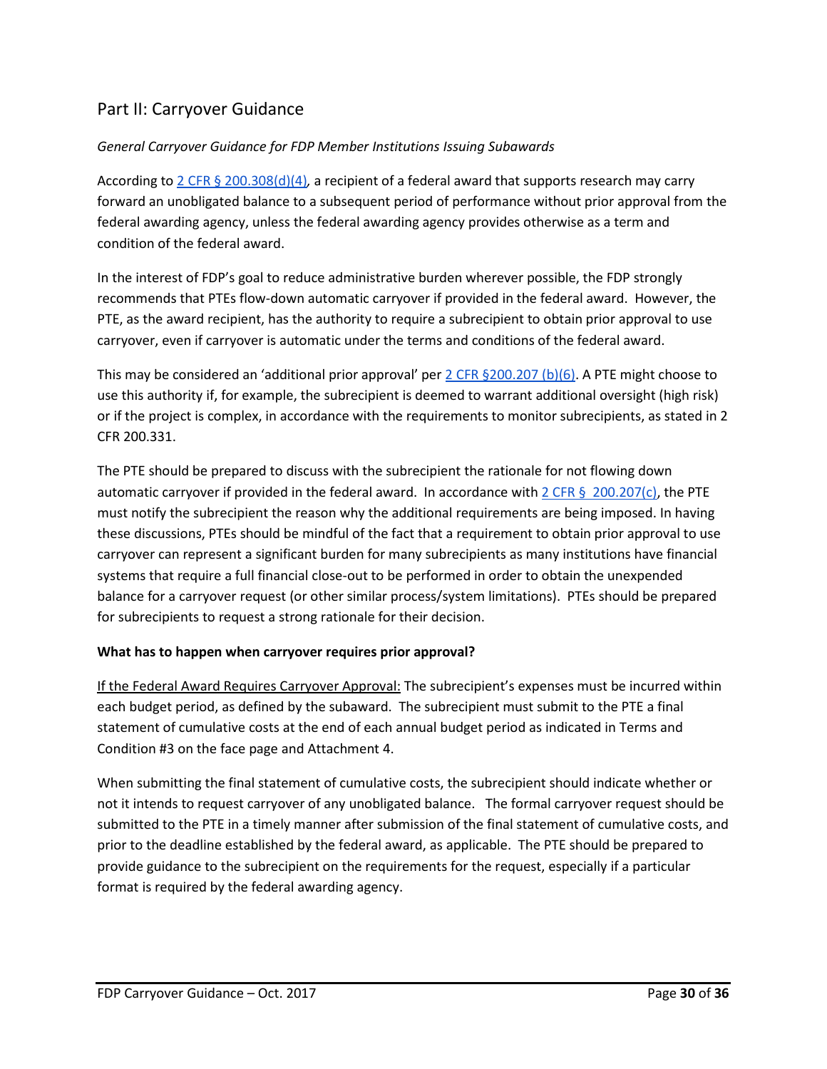## Part II: Carryover Guidance

*General Carryover Guidance for FDP Member Institutions Issuing Subawards*

According to 2 CFR § 200.308(d)(4), a recipient of a federal award that supports research may carry forward an unobligated balance to a subsequent period of performance without prior approval from the federal awarding agency, unless the federal awarding agency provides otherwise as a term and condition of the federal award.

In the interest of FDP's goal to reduce administrative burden wherever possible, the FDP strongly recommends that PTEs flow-down automatic carryover if provided in the federal award. However, the PTE, as the award recipient, has the authority to require a subrecipient to obtain prior approval to use carryover, even if carryover is automatic under the terms and conditions of the federal award.

This may be considered an 'additional prior approval' per 2 CFR §200.207 (b)(6). A PTE might choose to use this authority if, for example, the subrecipient is deemed to warrant additional oversight (high risk) or if the project is complex, in accordance with the requirements to monitor subrecipients, as stated in 2 CFR 200.331.

The PTE should be prepared to discuss with the subrecipient the rationale for not flowing down automatic carryover if provided in the federal award. In accordance with 2 CFR § 200.207(c), the PTE must notify the subrecipient the reason why the additional requirements are being imposed. In having these discussions, PTEs should be mindful of the fact that a requirement to obtain prior approval to use carryover can represent a significant burden for many subrecipients as many institutions have financial systems that require a full financial close-out to be performed in order to obtain the unexpended balance for a carryover request (or other similar process/system limitations). PTEs should be prepared for subrecipients to request a strong rationale for their decision.

**What has to happen when carryover requires prior approval?**

<u>If the Federal Award Requires Carryover Approval:</u> The subrecipient's expenses must be incurred within each budget period, as defined by the subaward. The subrecipient must submit to the PTE a final statement of cumulative costs at the end of each annual budget period as indicated in Terms and Condition #3 on the face page and Attachment 4.

When submitting the final statement of cumulative costs, the subrecipient should indicate whether or not it intends to request carryover of any unobligated balance. The formal carryover request should be submitted to the PTE in a timely manner after submission of the final statement of cumulative costs, and prior to the deadline established by the federal award, as applicable. The PTE should be prepared to provide guidance to the subrecipient on the requirements for the request, especially if a particular format is required by the federal awarding agency.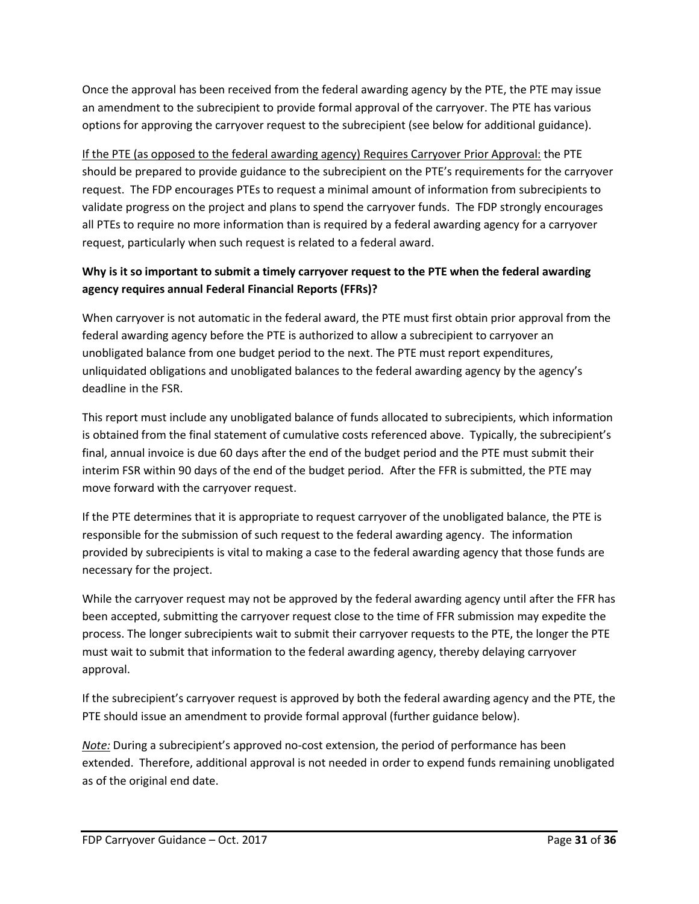Once the approval has been received from the federal awarding agency by the PTE, the PTE may issue an amendment to the subrecipient to provide formal approval of the carryover. The PTE has various options for approving the carryover request to the subrecipient (see below for additional guidance).

<u>If the PTE (as opposed to the federal awarding agency) Requires Carryover Prior Approval:</u> the PTE should be prepared to provide guidance to the subrecipient on the PTE's requirements for the carryover request. The FDP encourages PTEs to request a minimal amount of information from subrecipients to validate progress on the project and plans to spend the carryover funds. The FDP strongly encourages all PTEs to require no more information than is required by a federal awarding agency for a carryover request, particularly when such request is related to a federal award.

**Why is it so important to submit a timely carryover request to the PTE when the federal awarding agency requires annual Federal Financial Reports (FFRs)?**

When carryover is not automatic in the federal award, the PTE must first obtain prior approval from the federal awarding agency before the PTE is authorized to allow a subrecipient to carryover an unobligated balance from one budget period to the next. The PTE must report expenditures, unliquidated obligations and unobligated balances to the federal awarding agency by the agency's deadline in the FSR.

This report must include any unobligated balance of funds allocated to subrecipients, which information is obtained from the final statement of cumulative costs referenced above. Typically, the subrecipient's final, annual invoice is due 60 days after the end of the budget period and the PTE must submit their interim FSR within 90 days of the end of the budget period. After the FFR is submitted, the PTE may move forward with the carryover request.

If the PTE determines that it is appropriate to request carryover of the unobligated balance, the PTE is responsible for the submission of such request to the federal awarding agency. The information provided by subrecipients is vital to making a case to the federal awarding agency that those funds are necessary for the project.

While the carryover request may not be approved by the federal awarding agency until after the FFR has been accepted, submitting the carryover request close to the time of FFR submission may expedite the process. The longer subrecipients wait to submit their carryover requests to the PTE, the longer the PTE must wait to submit that information to the federal awarding agency, thereby delaying carryover approval.

If the subrecipient's carryover request is approved by both the federal awarding agency and the PTE, the PTE should issue an amendment to provide formal approval (further guidance below).

*<u>Note:</u>* During a subrecipient's approved no-cost extension, the period of performance has been extended. Therefore, additional approval is not needed in order to expend funds remaining unobligated as of the original end date.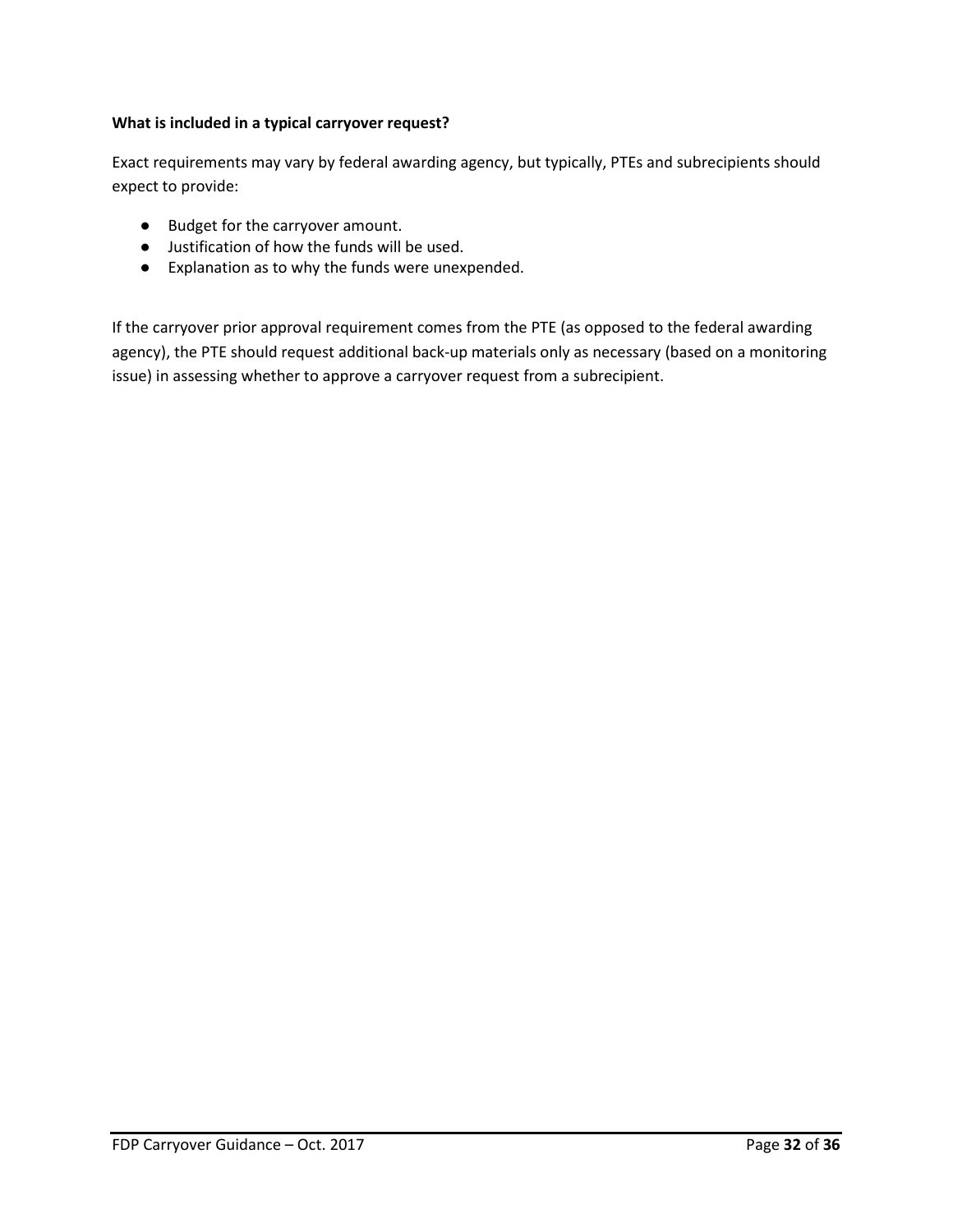**What is included in a typical carryover request?**

Exact requirements may vary by federal awarding agency, but typically, PTEs and subrecipients should expect to provide:

- Budget for the carryover amount.
- Justification of how the funds will be used.
- Explanation as to why the funds were unexpended.

If the carryover prior approval requirement comes from the PTE (as opposed to the federal awarding agency), the PTE should request additional back-up materials only as necessary (based on a monitoring issue) in assessing whether to approve a carryover request from a subrecipient.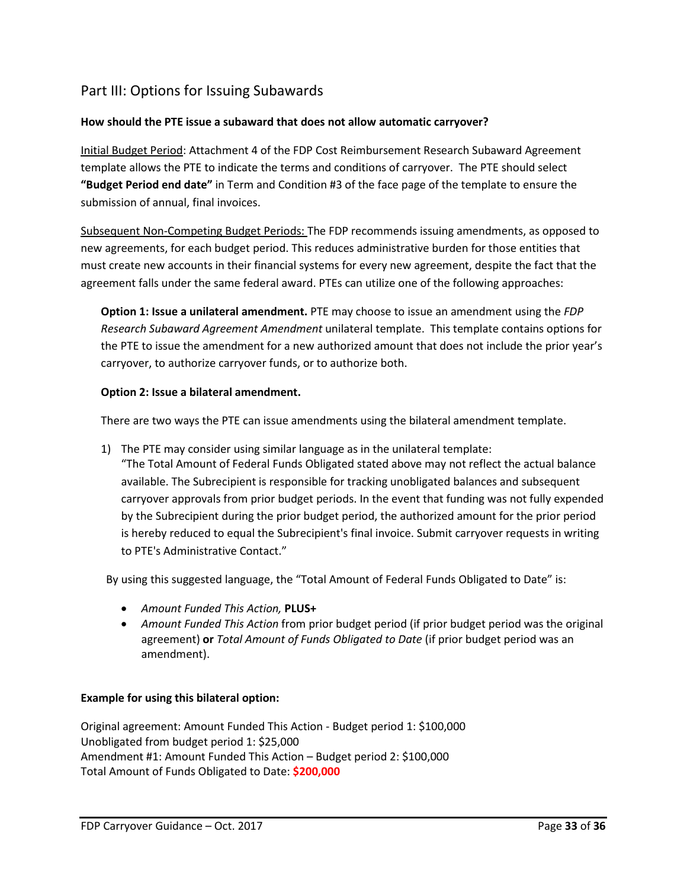## Part III: Options for Issuing Subawards

**How should the PTE issue a subaward that does not allow automatic carryover?**

Initial Budget Period: Attachment 4 of the FDP Cost Reimbursement Research Subaward Agreement template allows the PTE to indicate the terms and conditions of carryover. The PTE should select **"Budget Period end date"** in Term and Condition #3 of the face page of the template to ensure the submission of annual, final invoices.

Subsequent Non-Competing Budget Periods: The FDP recommends issuing amendments, as opposed to new agreements, for each budget period. This reduces administrative burden for those entities that must create new accounts in their financial systems for every new agreement, despite the fact that the agreement falls under the same federal award. PTEs can utilize one of the following approaches:

**Option 1: Issue a unilateral amendment.** PTE may choose to issue an amendment using the *FDP Research Subaward Agreement Amendment* unilateral template. This template contains options for the PTE to issue the amendment for a new authorized amount that does not include the prior year's carryover, to authorize carryover funds, or to authorize both.

**Option 2: Issue a bilateral amendment.**

There are two ways the PTE can issue amendments using the bilateral amendment template.

1) The PTE may consider using similar language as in the unilateral template:
   "The Total Amount of Federal Funds Obligated stated above may not reflect the actual balance available. The Subrecipient is responsible for tracking unobligated balances and subsequent carryover approvals from prior budget periods. In the event that funding was not fully expended by the Subrecipient during the prior budget period, the authorized amount for the prior period is hereby reduced to equal the Subrecipient's final invoice. Submit carryover requests in writing to PTE's Administrative Contact."

By using this suggested language, the "Total Amount of Federal Funds Obligated to Date" is:

- *Amount Funded This Action,* **PLUS+**
- *Amount Funded This Action* from prior budget period (if prior budget period was the original agreement) **or** *Total Amount of Funds Obligated to Date* (if prior budget period was an amendment).

**Example for using this bilateral option:**

Original agreement: Amount Funded This Action - Budget period 1: $100,000
Unobligated from budget period 1: $25,000
Amendment #1: Amount Funded This Action – Budget period 2: $100,000
Total Amount of Funds Obligated to Date: **$200,000**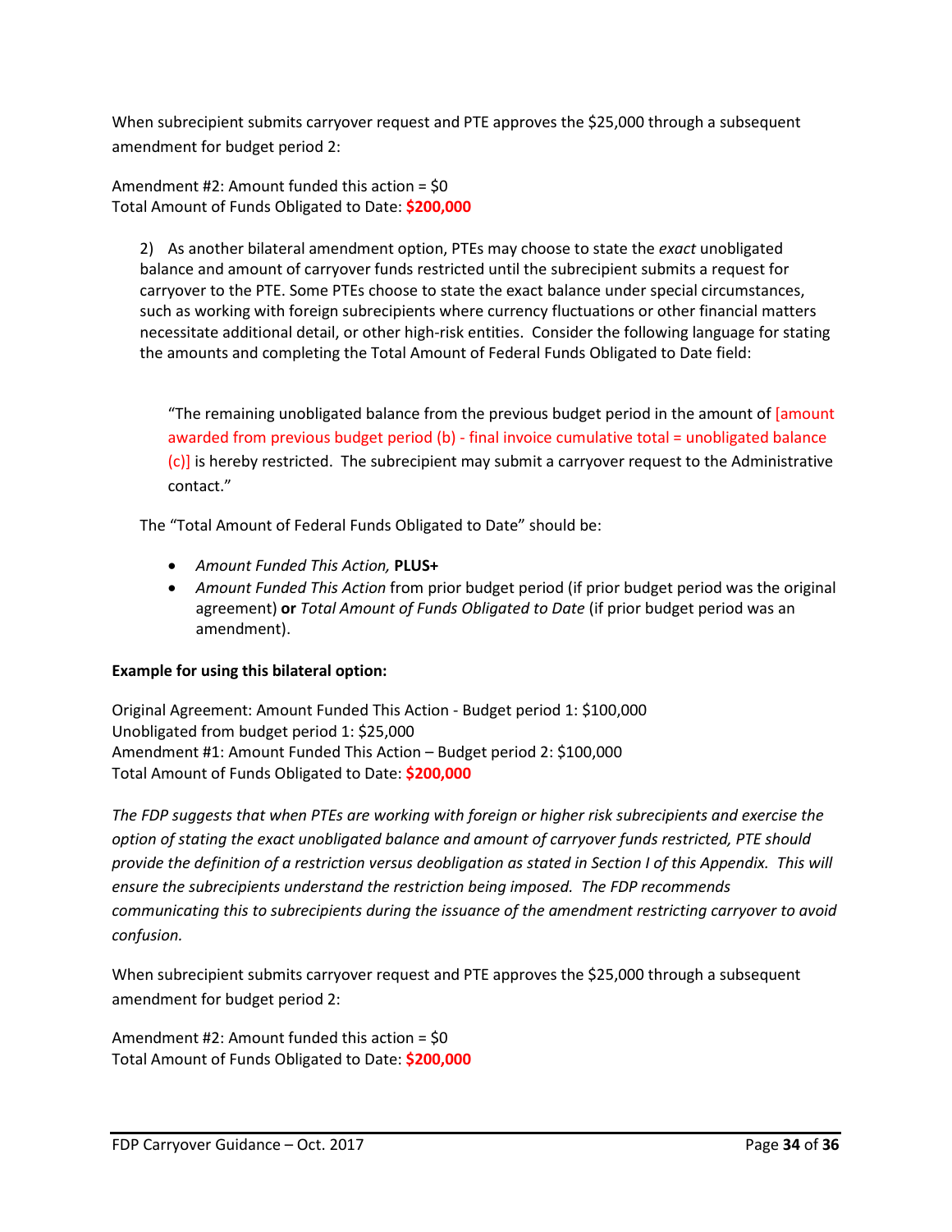When subrecipient submits carryover request and PTE approves the $25,000 through a subsequent amendment for budget period 2:

Amendment #2: Amount funded this action = $0
Total Amount of Funds Obligated to Date: **$200,000**

2) As another bilateral amendment option, PTEs may choose to state the *exact* unobligated balance and amount of carryover funds restricted until the subrecipient submits a request for carryover to the PTE. Some PTEs choose to state the exact balance under special circumstances, such as working with foreign subrecipients where currency fluctuations or other financial matters necessitate additional detail, or other high-risk entities. Consider the following language for stating the amounts and completing the Total Amount of Federal Funds Obligated to Date field:

> "The remaining unobligated balance from the previous budget period in the amount of [amount awarded from previous budget period (b) - final invoice cumulative total = unobligated balance (c)] is hereby restricted. The subrecipient may submit a carryover request to the Administrative contact."

The "Total Amount of Federal Funds Obligated to Date" should be:

- *Amount Funded This Action,* **PLUS+**
- *Amount Funded This Action* from prior budget period (if prior budget period was the original agreement) **or** *Total Amount of Funds Obligated to Date* (if prior budget period was an amendment).

**Example for using this bilateral option:**

Original Agreement: Amount Funded This Action - Budget period 1: $100,000
Unobligated from budget period 1: $25,000
Amendment #1: Amount Funded This Action – Budget period 2: $100,000
Total Amount of Funds Obligated to Date: **$200,000**

*The FDP suggests that when PTEs are working with foreign or higher risk subrecipients and exercise the option of stating the exact unobligated balance and amount of carryover funds restricted, PTE should provide the definition of a restriction versus deobligation as stated in Section I of this Appendix. This will ensure the subrecipients understand the restriction being imposed. The FDP recommends communicating this to subrecipients during the issuance of the amendment restricting carryover to avoid confusion.*

When subrecipient submits carryover request and PTE approves the $25,000 through a subsequent amendment for budget period 2:

Amendment #2: Amount funded this action = $0
Total Amount of Funds Obligated to Date: **$200,000**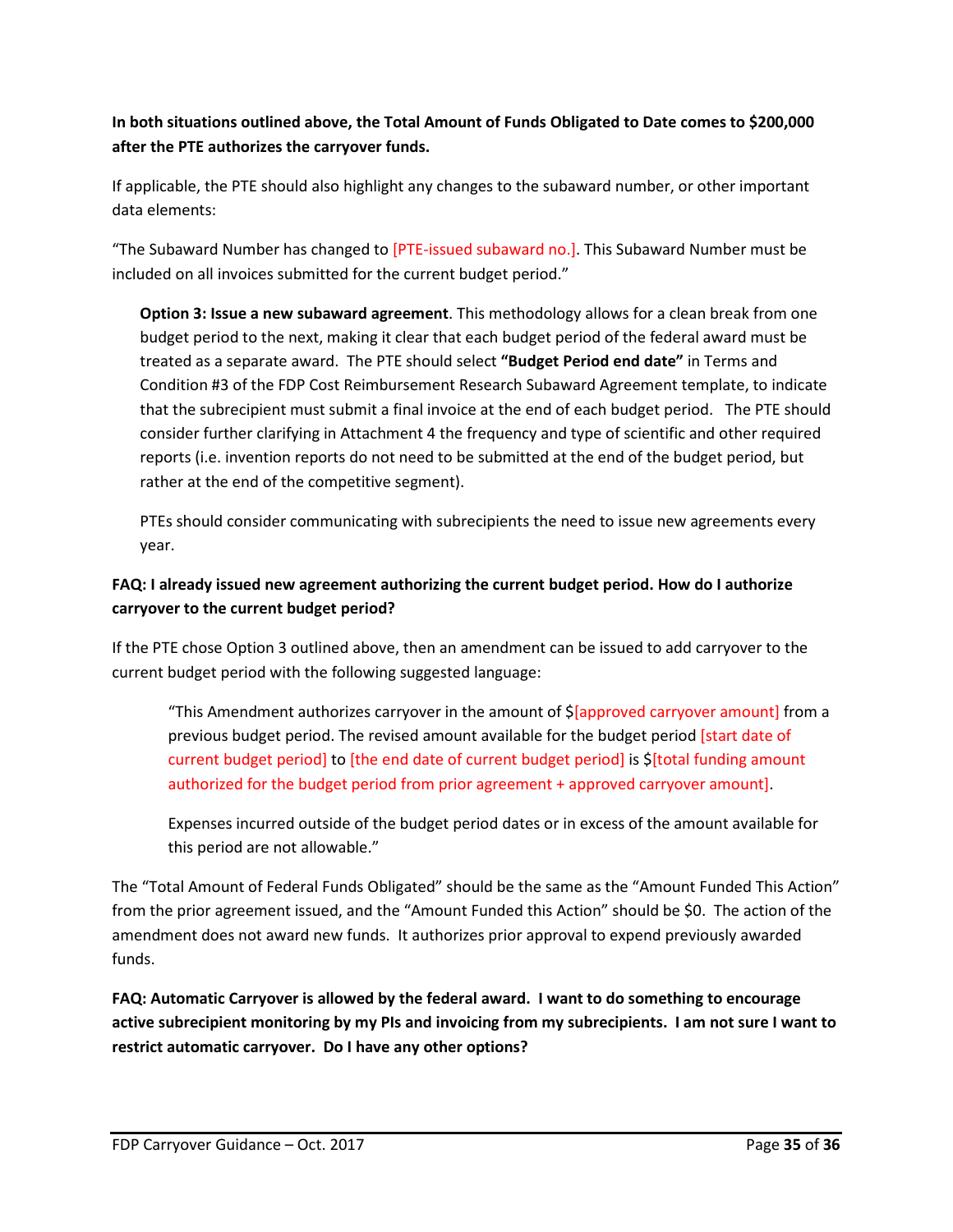**In both situations outlined above, the Total Amount of Funds Obligated to Date comes to $200,000 after the PTE authorizes the carryover funds.**

If applicable, the PTE should also highlight any changes to the subaward number, or other important data elements:

"The Subaward Number has changed to [PTE-issued subaward no.]. This Subaward Number must be included on all invoices submitted for the current budget period."

> **Option 3: Issue a new subaward agreement**. This methodology allows for a clean break from one budget period to the next, making it clear that each budget period of the federal award must be treated as a separate award. The PTE should select **"Budget Period end date"** in Terms and Condition #3 of the FDP Cost Reimbursement Research Subaward Agreement template, to indicate that the subrecipient must submit a final invoice at the end of each budget period. The PTE should consider further clarifying in Attachment 4 the frequency and type of scientific and other required reports (i.e. invention reports do not need to be submitted at the end of the budget period, but rather at the end of the competitive segment).
>
> PTEs should consider communicating with subrecipients the need to issue new agreements every year.

**FAQ: I already issued new agreement authorizing the current budget period. How do I authorize carryover to the current budget period?**

If the PTE chose Option 3 outlined above, then an amendment can be issued to add carryover to the current budget period with the following suggested language:

> "This Amendment authorizes carryover in the amount of $[approved carryover amount] from a previous budget period. The revised amount available for the budget period [start date of current budget period] to [the end date of current budget period] is $[total funding amount authorized for the budget period from prior agreement + approved carryover amount].
>
> Expenses incurred outside of the budget period dates or in excess of the amount available for this period are not allowable."

The "Total Amount of Federal Funds Obligated" should be the same as the "Amount Funded This Action" from the prior agreement issued, and the "Amount Funded this Action" should be $0. The action of the amendment does not award new funds. It authorizes prior approval to expend previously awarded funds.

**FAQ: Automatic Carryover is allowed by the federal award. I want to do something to encourage active subrecipient monitoring by my PIs and invoicing from my subrecipients. I am not sure I want to restrict automatic carryover. Do I have any other options?**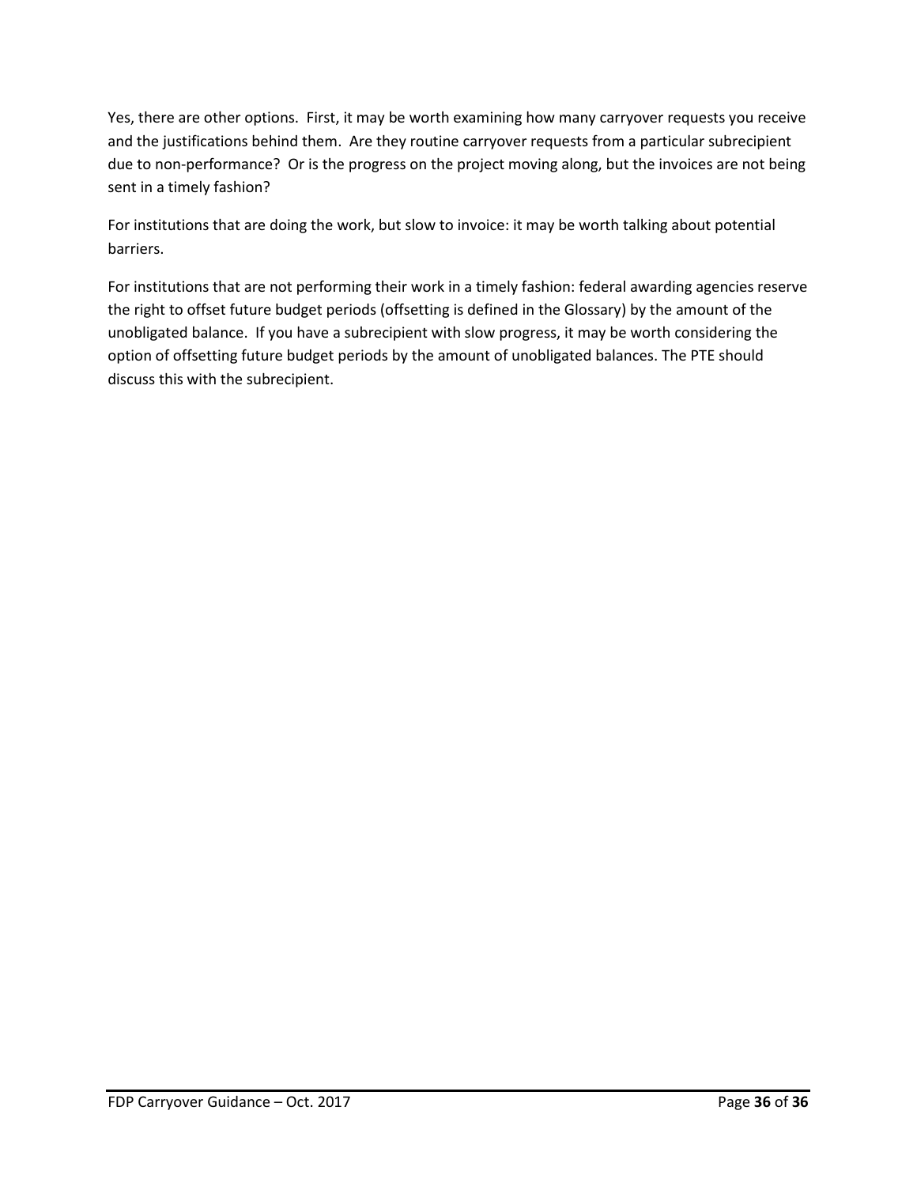Yes, there are other options. First, it may be worth examining how many carryover requests you receive and the justifications behind them. Are they routine carryover requests from a particular subrecipient due to non-performance? Or is the progress on the project moving along, but the invoices are not being sent in a timely fashion?

For institutions that are doing the work, but slow to invoice: it may be worth talking about potential barriers.

For institutions that are not performing their work in a timely fashion: federal awarding agencies reserve the right to offset future budget periods (offsetting is defined in the Glossary) by the amount of the unobligated balance. If you have a subrecipient with slow progress, it may be worth considering the option of offsetting future budget periods by the amount of unobligated balances. The PTE should discuss this with the subrecipient.